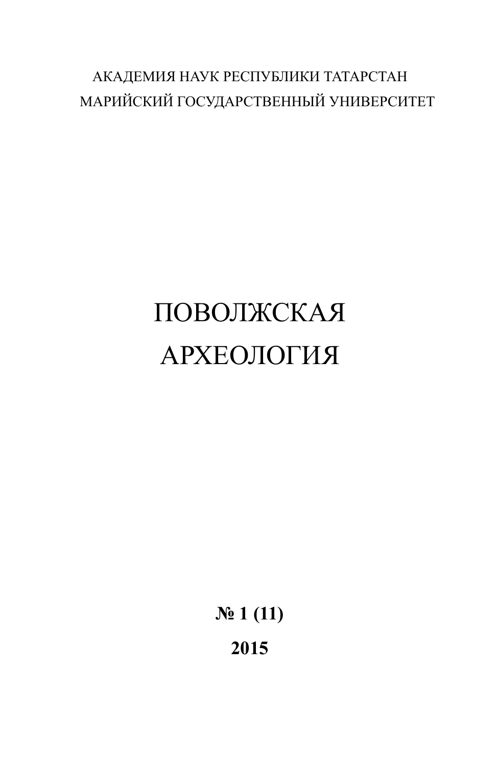АКАДЕМИЯ НАУК РЕСПУБЛИКИ ТАТАРСТАН

МАРИЙСКИЙ ГОСУДАРСТВЕННЫЙ УНИВЕРСИТЕТ

# ПОВОЛЖСКАЯ АРХЕОЛОГИЯ

**№ 1 (11)**

**2015**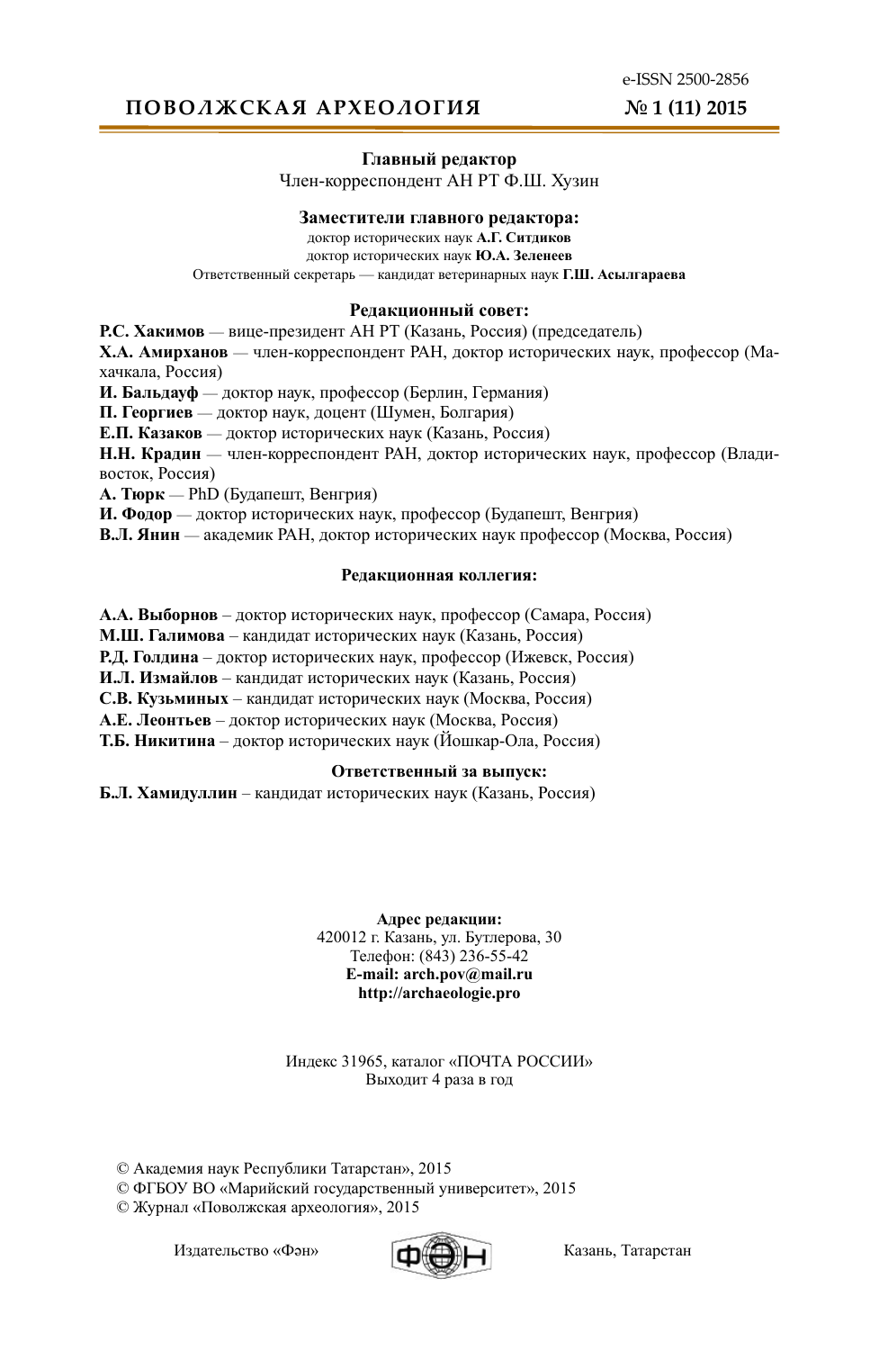**Главный редактор**
Член-корреспондент АН РТ Ф.Ш. Хузин

**Заместители главного редактора:**
доктор исторических наук **А.Г. Ситдиков**
доктор исторических наук **Ю.А. Зеленеев**
Ответственный секретарь — кандидат ветеринарных наук **Г.Ш. Асылгараева**

**Редакционный совет:**

**Р.С. Хакимов** — вице-президент АН РТ (Казань, Россия) (председатель)
**Х.А. Амирханов** — член-корреспондент РАН, доктор исторических наук, профессор (Махачкала, Россия)
**И. Бальдауф** — доктор наук, профессор (Берлин, Германия)
**П. Георгиев** — доктор наук, доцент (Шумен, Болгария)
**Е.П. Казаков** — доктор исторических наук (Казань, Россия)
**Н.Н. Крадин** — член-корреспондент РАН, доктор исторических наук, профессор (Владивосток, Россия)
**А. Тюрк** — PhD (Будапешт, Венгрия)
**И. Фодор** — доктор исторических наук, профессор (Будапешт, Венгрия)
**В.Л. Янин** — академик РАН, доктор исторических наук профессор (Москва, Россия)

**Редакционная коллегия:**

**А.А. Выборнов** – доктор исторических наук, профессор (Самара, Россия)
**М.Ш. Галимова** – кандидат исторических наук (Казань, Россия)
**Р.Д. Голдина** – доктор исторических наук, профессор (Ижевск, Россия)
**И.Л. Измайлов** – кандидат исторических наук (Казань, Россия)
**С.В. Кузьминых** – кандидат исторических наук (Москва, Россия)
**А.Е. Леонтьев** – доктор исторических наук (Москва, Россия)
**Т.Б. Никитина** – доктор исторических наук (Йошкар-Ола, Россия)

**Ответственный за выпуск:**
**Б.Л. Хамидуллин** – кандидат исторических наук (Казань, Россия)

**Адрес редакции:**
420012 г. Казань, ул. Бутлерова, 30
Телефон: (843) 236-55-42
**E-mail: arch.pov@mail.ru**
**http://archaeologie.pro**

Индекс 31965, каталог «ПОЧТА РОССИИ»
Выходит 4 раза в год

© Академия наук Республики Татарстан», 2015
© ФГБОУ ВО «Марийский государственный университет», 2015
© Журнал «Поволжская археология», 2015

Издательство «Фән» Казань, Татарстан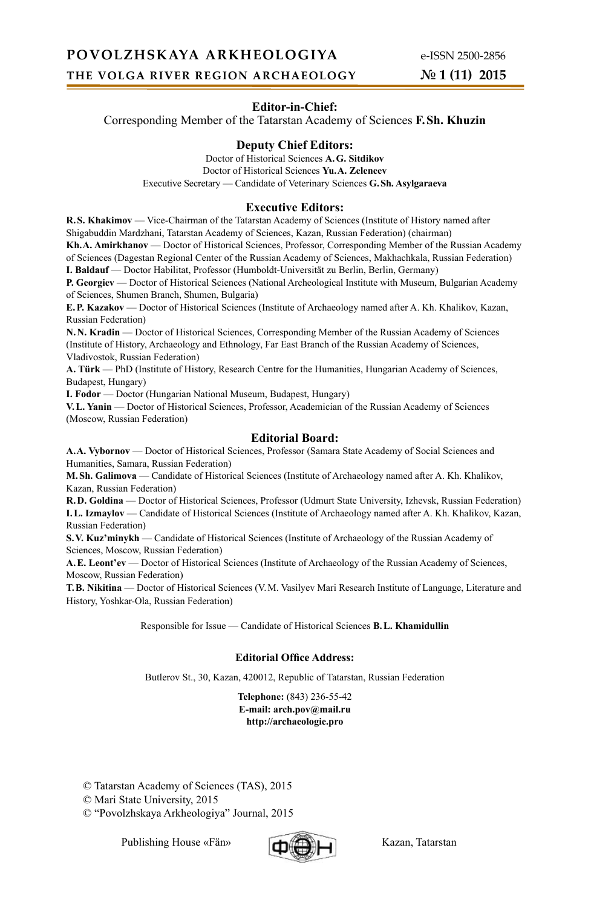# POVOLZHSKAYA ARKHEOLOGIYA

# THE VOLGA RIVER REGION ARCHAEOLOGY

e-ISSN 2500-2856

№ 1 (11) 2015

## Editor-in-Chief:

Corresponding Member of the Tatarstan Academy of Sciences **F. Sh. Khuzin**

## Deputy Chief Editors:

Doctor of Historical Sciences **A. G. Sitdikov**
Doctor of Historical Sciences **Yu. A. Zeleneev**
Executive Secretary — Candidate of Veterinary Sciences **G. Sh. Asylgaraeva**

## Executive Editors:

**R. S. Khakimov** — Vice-Chairman of the Tatarstan Academy of Sciences (Institute of History named after Shigabuddin Mardzhani, Tatarstan Academy of Sciences, Kazan, Russian Federation) (chairman)
**Kh. A. Amirkhanov** — Doctor of Historical Sciences, Professor, Corresponding Member of the Russian Academy of Sciences (Dagestan Regional Center of the Russian Academy of Sciences, Makhachkala, Russian Federation)
**I. Baldauf** — Doctor Habilitat, Professor (Humboldt-Universität zu Berlin, Berlin, Germany)
**P. Georgiev** — Doctor of Historical Sciences (National Archeological Institute with Museum, Bulgarian Academy of Sciences, Shumen Branch, Shumen, Bulgaria)
**E. P. Kazakov** — Doctor of Historical Sciences (Institute of Archaeology named after A. Kh. Khalikov, Kazan, Russian Federation)
**N. N. Kradin** — Doctor of Historical Sciences, Corresponding Member of the Russian Academy of Sciences (Institute of History, Archaeology and Ethnology, Far East Branch of the Russian Academy of Sciences, Vladivostok, Russian Federation)
**A. Türk** — PhD (Institute of History, Research Centre for the Humanities, Hungarian Academy of Sciences, Budapest, Hungary)
**I. Fodor** — Doctor (Hungarian National Museum, Budapest, Hungary)
**V. L. Yanin** — Doctor of Historical Sciences, Professor, Academician of the Russian Academy of Sciences (Moscow, Russian Federation)

## Editorial Board:

**A. A. Vybornov** — Doctor of Historical Sciences, Professor (Samara State Academy of Social Sciences and Humanities, Samara, Russian Federation)
**M. Sh. Galimova** — Candidate of Historical Sciences (Institute of Archaeology named after A. Kh. Khalikov, Kazan, Russian Federation)
**R. D. Goldina** — Doctor of Historical Sciences, Professor (Udmurt State University, Izhevsk, Russian Federation)
**I. L. Izmaylov** — Candidate of Historical Sciences (Institute of Archaeology named after A. Kh. Khalikov, Kazan, Russian Federation)
**S. V. Kuz'minykh** — Candidate of Historical Sciences (Institute of Archaeology of the Russian Academy of Sciences, Moscow, Russian Federation)
**A. E. Leont'ev** — Doctor of Historical Sciences (Institute of Archaeology of the Russian Academy of Sciences, Moscow, Russian Federation)
**T. B. Nikitina** — Doctor of Historical Sciences (V. M. Vasilyev Mari Research Institute of Language, Literature and History, Yoshkar-Ola, Russian Federation)

Responsible for Issue — Candidate of Historical Sciences **B. L. Khamidullin**

**Editorial Office Address:**

Butlerov St., 30, Kazan, 420012, Republic of Tatarstan, Russian Federation

**Telephone:** (843) 236-55-42
**E-mail: arch.pov@mail.ru**
**http://archaeologie.pro**

© Tatarstan Academy of Sciences (TAS), 2015
© Mari State University, 2015
© "Povolzhskaya Arkheologiya" Journal, 2015

Publishing House «Fän» — Kazan, Tatarstan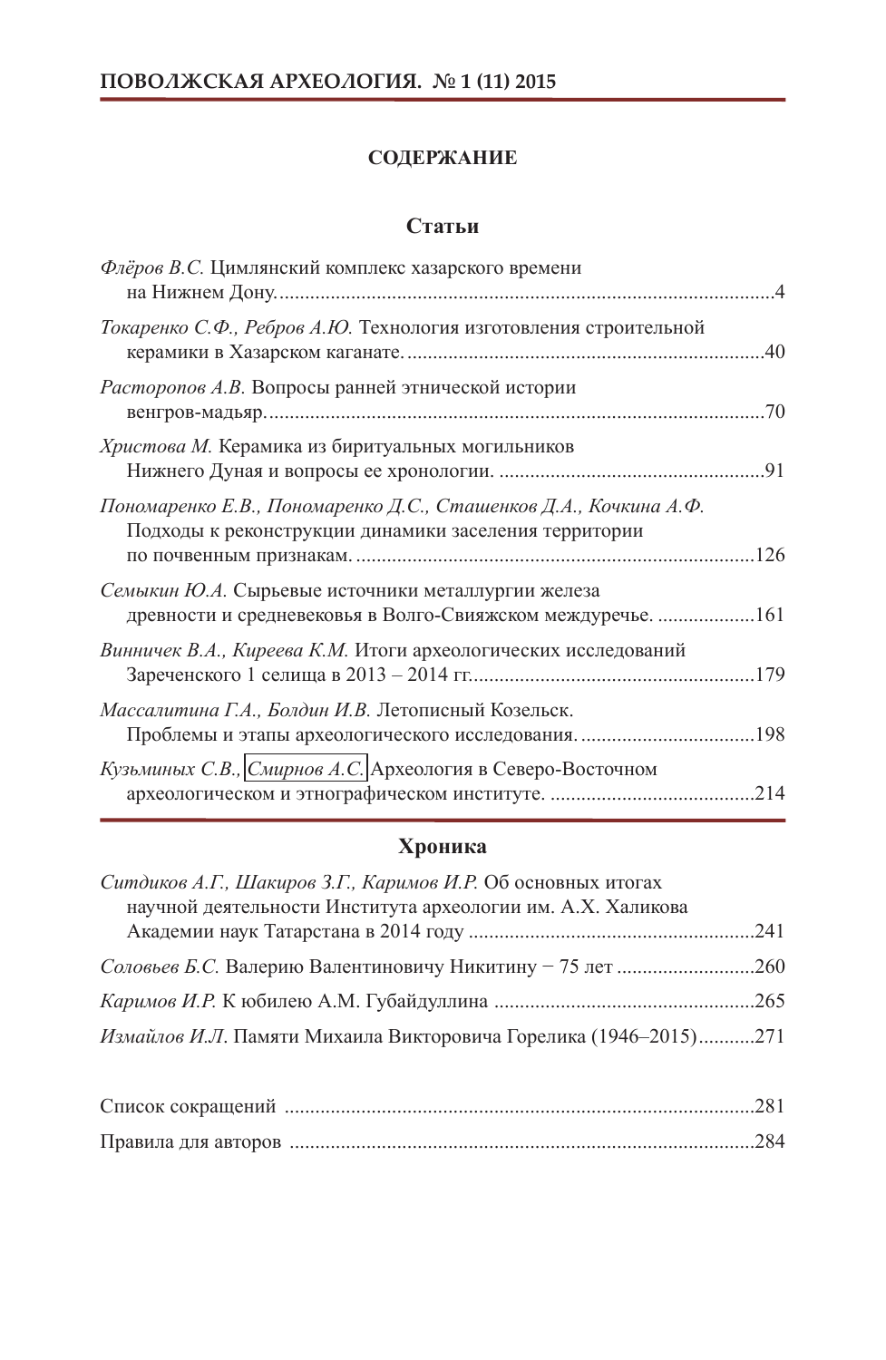## СОДЕРЖАНИЕ

### Статьи

*Флёров В.С.* Цимлянский комплекс хазарского времени на Нижнем Дону..............4

*Токаренко С.Ф., Ребров А.Ю.* Технология изготовления строительной керамики в Хазарском каганате..............40

*Расторопов А.В.* Вопросы ранней этнической истории венгров-мадьяр..............70

*Христова М.* Керамика из биритуальных могильников Нижнего Дуная и вопросы ее хронологии..............91

*Пономаренко Е.В., Пономаренко Д.С., Сташенков Д.А., Кочкина А.Ф.* Подходы к реконструкции динамики заселения территории по почвенным признакам..............126

*Семыкин Ю.А.* Сырьевые источники металлургии железа древности и средневековья в Волго-Свияжском междуречье..............161

*Винничек В.А., Киреева К.М.* Итоги археологических исследований Зареченского 1 селища в 2013 – 2014 гг..............179

*Массалитина Г.А., Болдин И.В.* Летописный Козельск. Проблемы и этапы археологического исследования..............198

*Кузьминых С.В.,* *Смирнов А.С.* Археология в Северо-Восточном археологическом и этнографическом институте..............214

### Хроника

*Ситдиков А.Г., Шакиров З.Г., Каримов И.Р.* Об основных итогах научной деятельности Института археологии им. А.Х. Халикова Академии наук Татарстана в 2014 году..............241

*Соловьев Б.С.* Валерию Валентиновичу Никитину − 75 лет..............260

*Каримов И.Р.* К юбилею А.М. Губайдуллина..............265

*Измайлов И.Л.* Памяти Михаила Викторовича Горелика (1946–2015)..............271

Список сокращений..............281

Правила для авторов..............284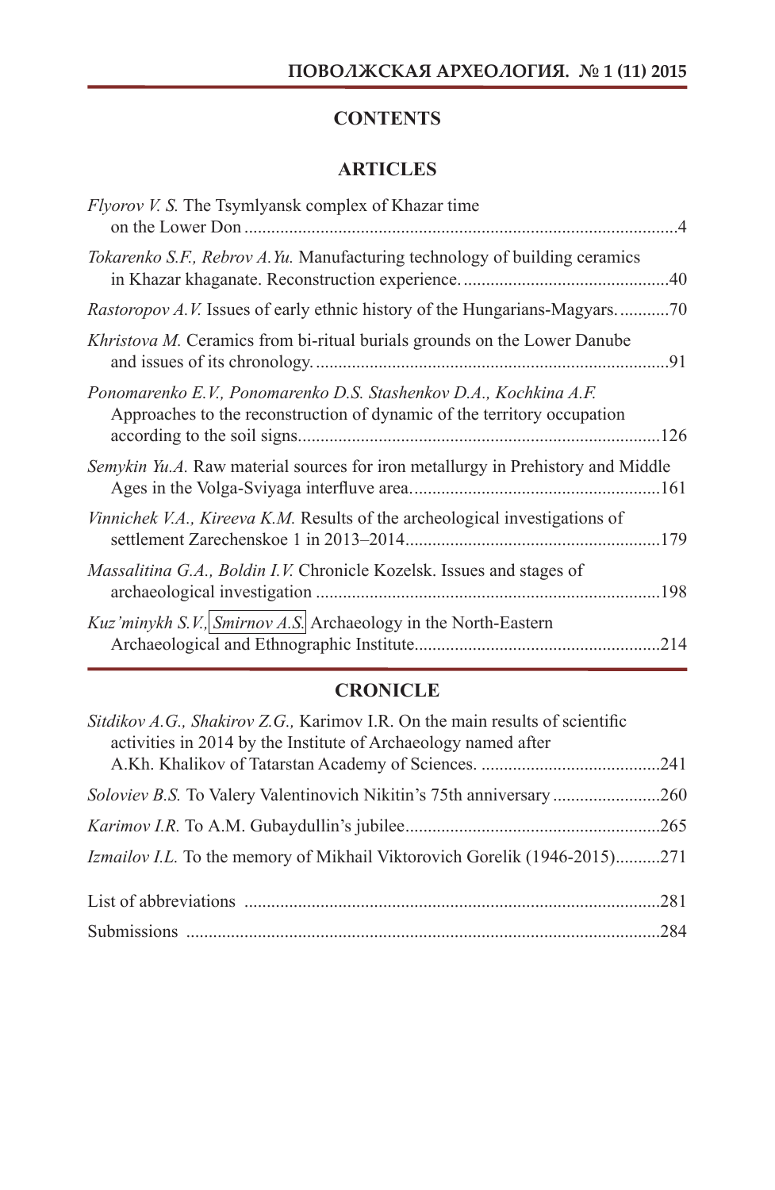## CONTENTS

### ARTICLES

*Flyorov V. S.* The Tsymlyansk complex of Khazar time on the Lower Don ....................................................................4

*Tokarenko S.F., Rebrov A.Yu.* Manufacturing technology of building ceramics in Khazar khaganate. Reconstruction experience. .............................................40

*Rastoropov A.V.* Issues of early ethnic history of the Hungarians-Magyars. ...........70

*Khristova M.* Ceramics from bi-ritual burials grounds on the Lower Danube and issues of its chronology. ..............................................................................91

*Ponomarenko E.V., Ponomarenko D.S. Stashenkov D.A., Kochkina A.F.* Approaches to the reconstruction of dynamic of the territory occupation according to the soil signs.................................................................................126

*Semykin Yu.A.* Raw material sources for iron metallurgy in Prehistory and Middle Ages in the Volga-Sviyaga interfluve area.......................................................161

*Vinnichek V.A., Kireeva K.M.* Results of the archeological investigations of settlement Zarechenskoe 1 in 2013–2014.........................................................179

*Massalitina G.A., Boldin I.V.* Chronicle Kozelsk. Issues and stages of archaeological investigation ............................................................................198

*Kuz'minykh S.V., Smirnov A.S.* Archaeology in the North-Eastern Archaeological and Ethnographic Institute......................................................214

### CRONICLE

*Sitdikov A.G., Shakirov Z.G.,* Karimov I.R. On the main results of scientific activities in 2014 by the Institute of Archaeology named after A.Kh. Khalikov of Tatarstan Academy of Sciences. ........................................241

*Soloviev B.S.* To Valery Valentinovich Nikitin's 75th anniversary ........................260

*Karimov I.R.* To A.M. Gubaydullin's jubilee........................................................265

*Izmailov I.L.* To the memory of Mikhail Viktorovich Gorelik (1946-2015)..........271

List of abbreviations ............................................................................................281

Submissions .........................................................................................................284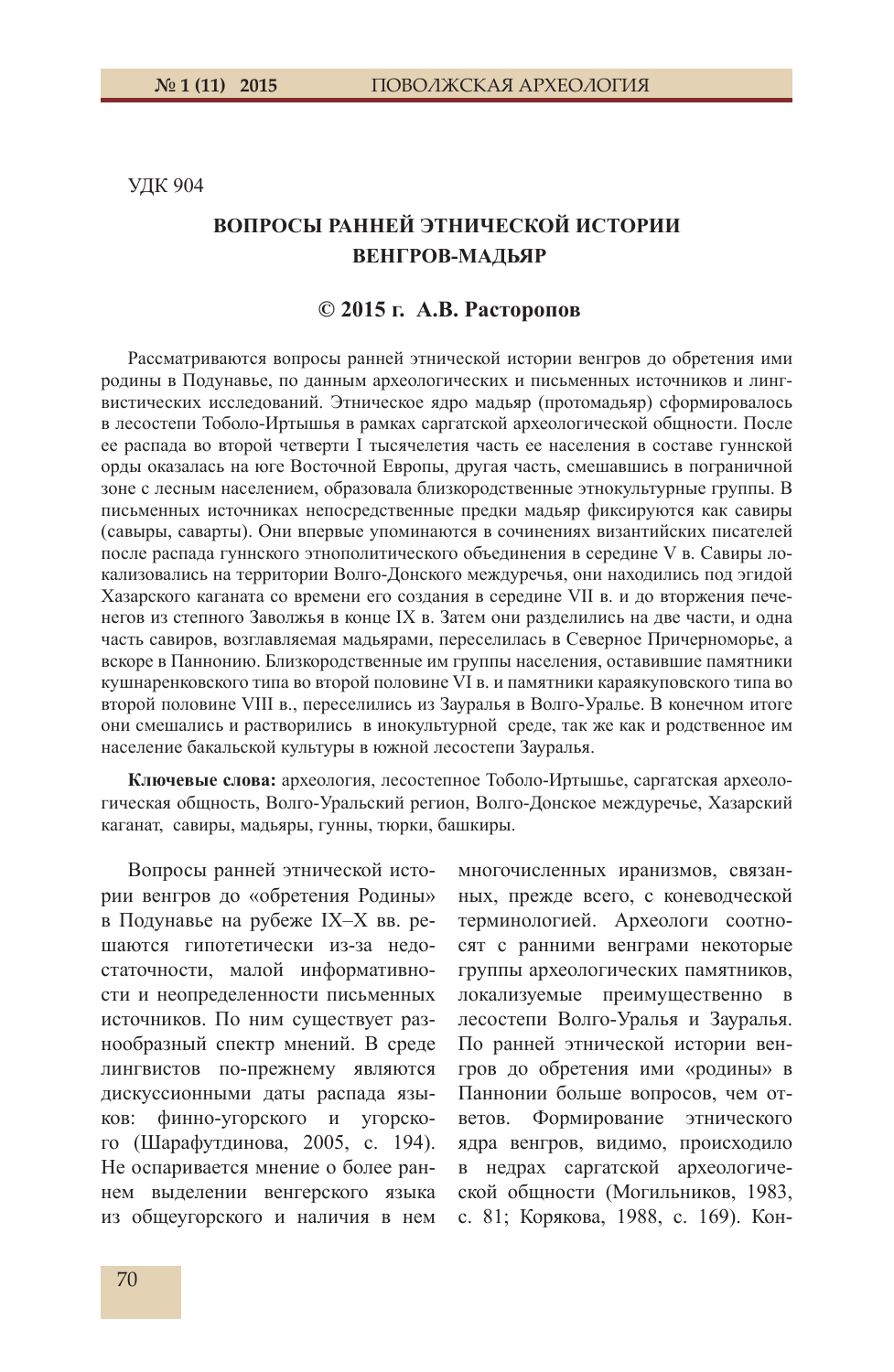УДК 904

# ВОПРОСЫ РАННЕЙ ЭТНИЧЕСКОЙ ИСТОРИИ ВЕНГРОВ-МАДЬЯР

**© 2015 г. А.В. Расторопов**

Рассматриваются вопросы ранней этнической истории венгров до обретения ими родины в Подунавье, по данным археологических и письменных источников и лингвистических исследований. Этническое ядро мадьяр (протомадьяр) сформировалось в лесостепи Тоболо-Иртышья в рамках саргатской археологической общности. После ее распада во второй четверти I тысячелетия часть ее населения в составе гуннской орды оказалась на юге Восточной Европы, другая часть, смешавшись в пограничной зоне с лесным населением, образовала близкородственные этнокультурные группы. В письменных источниках непосредственные предки мадьяр фиксируются как савиры (савыры, саварты). Они впервые упоминаются в сочинениях византийских писателей после распада гуннского этнополитического объединения в середине V в. Савиры локализовались на территории Волго-Донского междуречья, они находились под эгидой Хазарского каганата со времени его создания в середине VII в. и до вторжения печенегов из степного Заволжья в конце IX в. Затем они разделились на две части, и одна часть савиров, возглавляемая мадьярами, переселилась в Северное Причерноморье, а вскоре в Паннонию. Близкородственные им группы населения, оставившие памятники кушнаренковского типа во второй половине VI в. и памятники караякуповского типа во второй половине VIII в., переселились из Зауралья в Волго-Уралье. В конечном итоге они смешались и растворились в инокультурной среде, так же как и родственное им население бакальской культуры в южной лесостепи Зауралья.

**Ключевые слова:** археология, лесостепное Тоболо-Иртышье, саргатская археологическая общность, Волго-Уральский регион, Волго-Донское междуречье, Хазарский каганат, савиры, мадьяры, гунны, тюрки, башкиры.

Вопросы ранней этнической истории венгров до «обретения Родины» в Подунавье на рубеже IX–X вв. решаются гипотетически из-за недостаточности, малой информативности и неопределенности письменных источников. По ним существует разнообразный спектр мнений. В среде лингвистов по-прежнему являются дискуссионными даты распада языков: финно-угорского и угорского (Шарафутдинова, 2005, с. 194). Не оспаривается мнение о более раннем выделении венгерского языка из общеугорского и наличия в нем многочисленных иранизмов, связанных, прежде всего, с коневодческой терминологией. Археологи соотносят с ранними венграми некоторые группы археологических памятников, локализуемые преимущественно в лесостепи Волго-Уралья и Зауралья. По ранней этнической истории венгров до обретения ими «родины» в Паннонии больше вопросов, чем ответов. Формирование этнического ядра венгров, видимо, происходило в недрах саргатской археологической общности (Могильников, 1983, с. 81; Корякова, 1988, с. 169). Кон-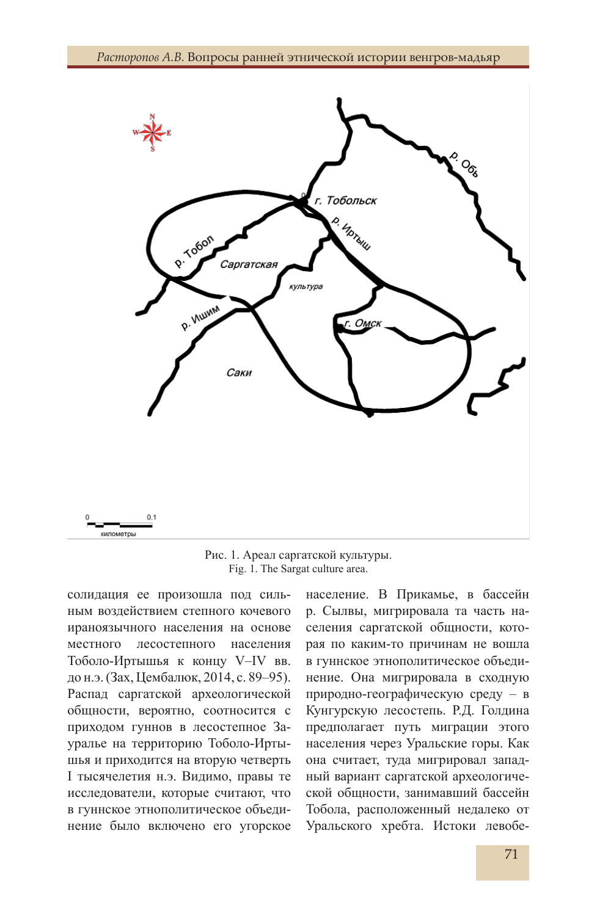N

W E

S

р. Обь

г. Тобольск

р. Иртыш

р. Тобол

Саргатская

культура

р. Ишим

г. Омск

Саки

0 0.1

километры

Рис. 1. Ареал саргатской культуры.
Fig. 1. The Sargat culture area.

солидация ее произошла под сильным воздействием степного кочевого ираноязычного населения на основе местного лесостепного населения Тоболо-Иртышья к концу V–IV вв. до н.э. (Зах, Цембалюк, 2014, с. 89–95). Распад саргатской археологической общности, вероятно, соотносится с приходом гуннов в лесостепное Зауралье на территорию Тоболо-Иртышья и приходится на вторую четверть I тысячелетия н.э. Видимо, правы те исследователи, которые считают, что в гуннское этнополитическое объединение было включено его угорское население. В Прикамье, в бассейн р. Сылвы, мигрировала та часть населения саргатской общности, которая по каким-то причинам не вошла в гуннское этнополитическое объединение. Она мигрировала в сходную природно-географическую среду – в Кунгурскую лесостепь. Р.Д. Голдина предполагает путь миграции этого населения через Уральские горы. Как она считает, туда мигрировал западный вариант саргатской археологической общности, занимавший бассейн Тобола, расположенный недалеко от Уральского хребта. Истоки левобе-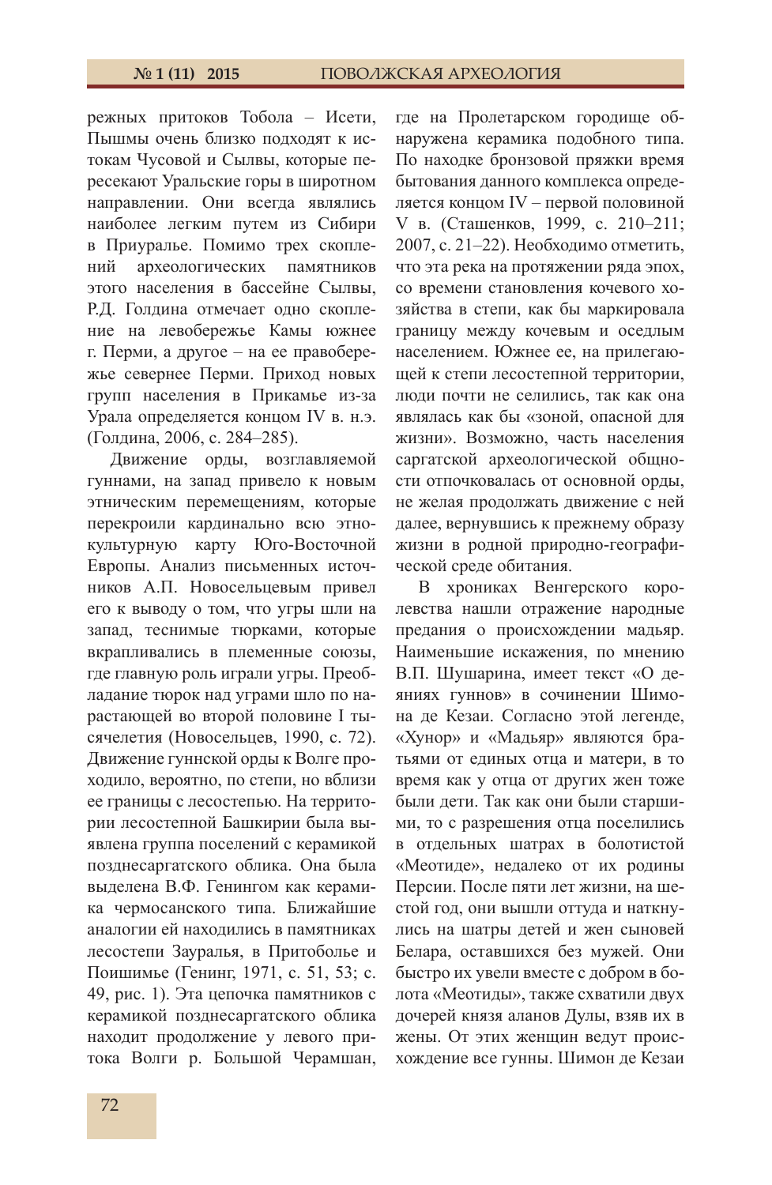режных притоков Тобола – Исети, Пышмы очень близко подходят к истокам Чусовой и Сылвы, которые пересекают Уральские горы в широтном направлении. Они всегда являлись наиболее легким путем из Сибири в Приуралье. Помимо трех скоплений археологических памятников этого населения в бассейне Сылвы, Р.Д. Голдина отмечает одно скопление на левобережье Камы южнее г. Перми, а другое – на ее правобережье севернее Перми. Приход новых групп населения в Прикамье из-за Урала определяется концом IV в. н.э. (Голдина, 2006, с. 284–285).

Движение орды, возглавляемой гуннами, на запад привело к новым этническим перемещениям, которые перекроили кардинально всю этнокультурную карту Юго-Восточной Европы. Анализ письменных источников А.П. Новосельцевым привел его к выводу о том, что угры шли на запад, теснимые тюрками, которые вкраплививались в племенные союзы, где главную роль играли угры. Преобладание тюрок над települ уграми шло по нарастающей во второй половине I тысячелетия (Новосельцев, 1990, с. 72). Движение гуннской орды к Волге проходило, вероятно, по степи, но вблизи ее границы с лесостепью. На территории лесостепной Башкирии была выявлена группа поселений с керамикой позднесаргатского облика. Она была выделена В.Ф. Генингом как керамика чермосанского типа. Ближайшие аналогии ей находились в памятниках лесостепи Зауралья, в Притоболье и Поишимье (Генинг, 1971, с. 51, 53; с. 49, рис. 1). Эта цепочка памятников с керамикой позднесаргатского облика находит продолжение у левого притока Волги р. Большой Черамшан, где на Пролетарском городище обнаружена керамика подобного типа. По находке бронзовой пряжки время бытования данного комплекса определяется концом IV – первой половиной V в. (Сташенков, 1999, с. 210–211; 2007, с. 21–22). Необходимо отметить, что эта река на протяжении ряда эпох, со времени становления кочевого хозяйства в степи, как бы маркировала границу между кочевым и оседлым населением. Южнее ее, на прилегающей к степи лесостепной территории, люди почти не селились, так как она являлась как бы «зоной, опасной для жизни». Возможно, часть населения саргатской археологической общности отпочковалась от основной орды, не желая продолжать движение с ней далее, вернувшись к прежнему образу жизни в родной природно-географической среде обитания.

В хрониках Венгерского королевства нашли отражение народные предания о происхождении мадьяр. Наименьшие искажения, по мнению В.П. Шушарина, имеет текст «О деяниях гуннов» в сочинении Шимона де Кезаи. Согласно этой легенде, «Хунор» и «Мадьяр» являются братьями от единых отца и матери, в то время как у отца от других жен тоже были дети. Так как они были старшими, то с разрешения отца поселились в отдельных шатрах в болотистой «Меотиде», недалеко от их родины Персии. После пяти лет жизни, на шестой год, они вышли оттуда и наткнулись на шатры детей и жен сыновей Белара, оставшихся без мужей. Они быстро их увели вместе с добром в болота «Меотиды», также схватили двух дочерей князя аланов Дулы, взяв их в жены. От этих женщин ведут происхождение все гунны. Шимон де Кезаи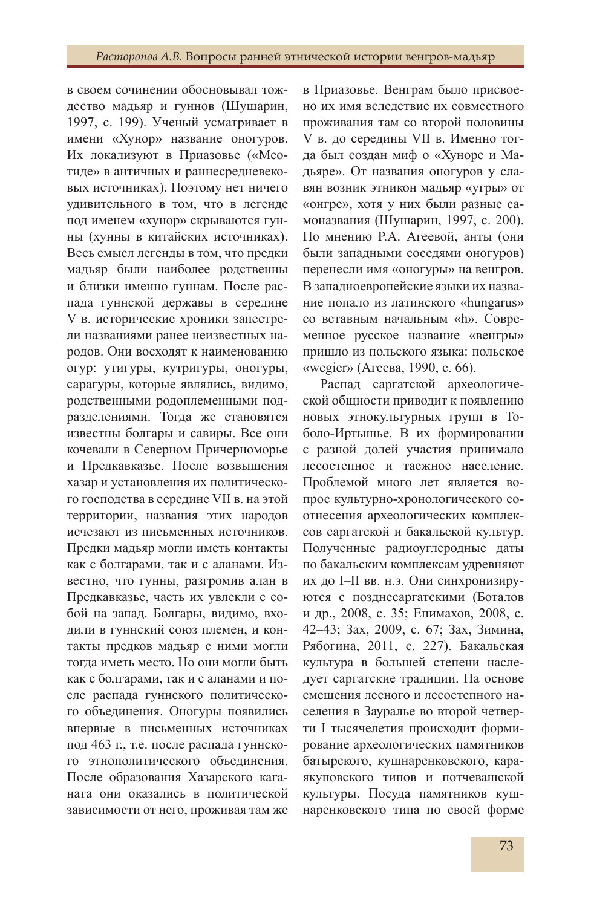в своем сочинении обосновывал тождество мадьяр и гуннов (Шушарин, 1997, с. 199). Ученый усматривает в имени «Хунор» название оногуров. Их локализуют в Приазовье («Меотиде» в античных и раннесредневековых источниках). Поэтому нет ничего удивительного в том, что в легенде под именем «хунор» скрываются гунны (хунны в китайских источниках). Весь смысл легенды в том, что предки мадьяр были наиболее родственны и близки именно гуннам. После распада гуннской державы в середине V в. исторические хроники запестрели названиями ранее неизвестных народов. Они восходят к наименованию огур: утигуры, кутригуры, оногуры, сарагуры, которые являлись, видимо, родственными родоплеменными подразделениями. Тогда же становятся известны болгары и савиры. Все они кочевали в Северном Причерноморье и Предкавказье. После возвышения хазар и установления их политического господства в середине VII в. на этой территории, названия этих народов исчезают из письменных источников. Предки мадьяр могли иметь контакты как с болгарами, так и с аланами. Известно, что гунны, разгромив алан в Предкавказье, часть их увлекли с собой на запад. Болгары, видимо, входили в гуннский союз племен, и контакты предков мадьяр с ними могли тогда иметь место. Но они могли быть как с болгарами, так и с аланами и после распада гуннского политического объединения. Оногуры появились впервые в письменных источниках под 463 г., т.е. после распада гуннского этнополитического объединения. После образования Хазарского каганата они оказались в политической зависимости от него, проживая там же в Приазовье. Венграм было присвоено их имя вследствие их совместного проживания там со второй половины V в. до середины VII в. Именно тогда был создан миф о «Хуноре и Мадьяре». От названия оногуров у славян возник этникон мадьяр «угры» от «онгре», хотя у них были разные самоназвания (Шушарин, 1997, с. 200). По мнению Р.А. Агеевой, анты (они были западными соседями оногуров) перенесли имя «оногуры» на венгров. В западноевропейские языки их название попало из латинского «hungarus» со вставным начальным «h». Современное русское название «венгры» пришло из польского языка: польское «węgier» (Агеева, 1990, с. 66).

Распад саргатской археологической общности приводит к появлению новых этнокультурных групп в Тоболо-Иртышье. В их формировании с разной долей участия принимало лесостепное и таежное население. Проблемой много лет является вопрос культурно-хронологического соотнесения археологических комплексов саргатской и бакальской культур. Полученные радиоуглеродные даты по бакальским комплексам удревняют их до I–II вв. н.э. Они синхронизируются с позднесаргатскими (Боталов и др., 2008, с. 35; Епимахов, 2008, с. 42–43; Зах, 2009, с. 67; Зах, Зимина, Рябогина, 2011, с. 227). Бакальская культура в большей степени наследует саргатские традиции. На основе смешения лесного и лесостепного населения в Зауралье во второй четверти I тысячелетия происходит формирование археологических памятников батырского, кушнаренковского, караякуповского типов и потчевашской культуры. Посуда памятников кушнаренковского типа по своей форме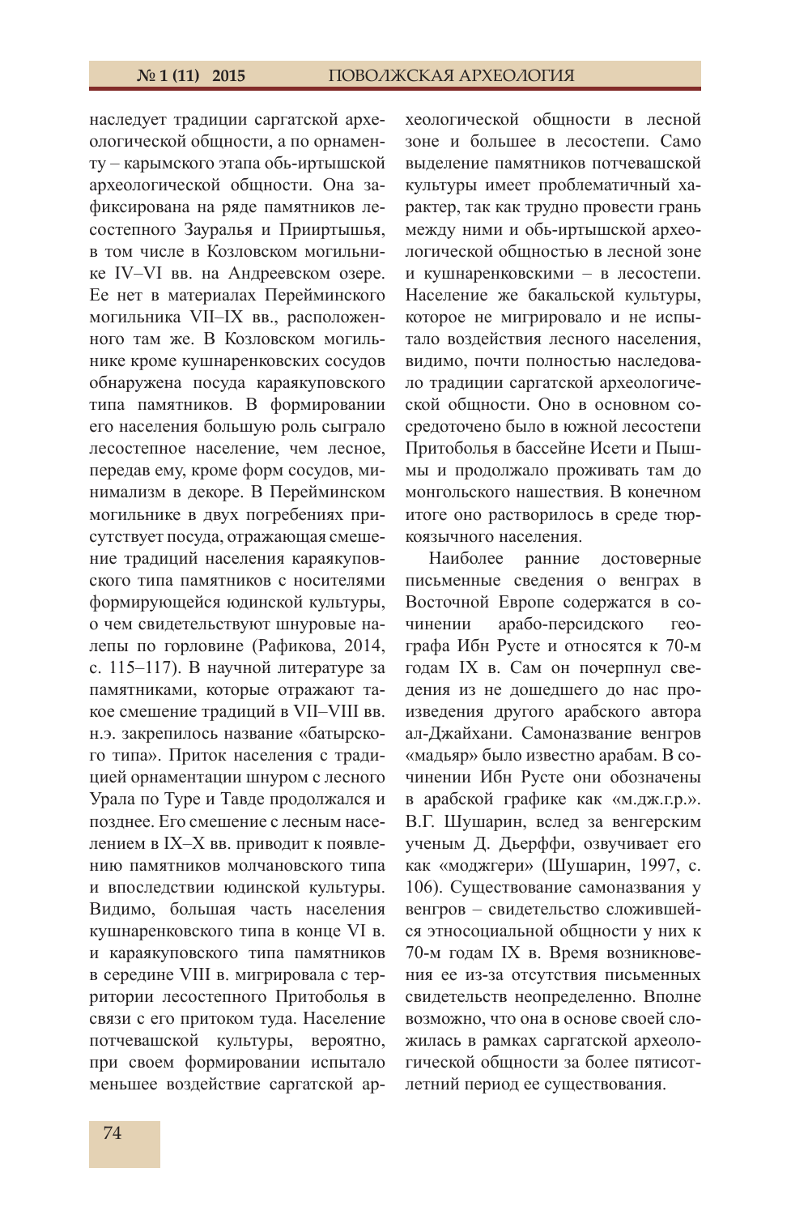наследует традиции саргатской археологической общности, а по орнаменту – карымского этапа обь-иртышской археологической общности. Она зафиксирована на ряде памятников лесостепного Зауралья и Прииртышья, в том числе в Козловском могильнике IV–VI вв. на Андреевском озере. Ее нет в материалах Перейминского могильника VII–IX вв., расположенного там же. В Козловском могильнике кроме кушнаренковских сосудов обнаружена посуда караякуповского типа памятников. В формировании его населения большую роль сыграло лесостепное население, чем лесное, передав ему, кроме форм сосудов, минимализм в декоре. В Перейминском могильнике в двух погребениях присутствует посуда, отражающая смешение традиций населения караякуповского типа памятников с носителями формирующейся юдинской культуры, о чем свидетельствуют шнуровые налепы по горловине (Рафикова, 2014, с. 115–117). В научной литературе за памятниками, которые отражают такое смешение традиций в VII–VIII вв. н.э. закрепилось название «батырского типа». Приток населения с традицией орнаментации шнуром с лесного Урала по Туре и Тавде продолжался и позднее. Его смешение с лесным населением в IX–X вв. приводит к появлению памятников молчановского типа и впоследствии юдинской культуры. Видимо, большая часть населения кушнаренковского типа в конце VI в. и караякуповского типа памятников в середине VIII в. мигрировала с территории лесостепного Притоболья в связи с его притоком туда. Население потчевашской культуры, вероятно, при своем формировании испытало меньшее воздействие саргатской археологической общности в лесной зоне и большее в лесостепи. Само выделение памятников потчевашской культуры имеет проблематичный характер, так как трудно провести грань между ними и обь-иртышской археологической общностью в лесной зоне и кушнаренковскими – в лесостепи. Население же бакальской культуры, которое не мигрировало и не испытало воздействия лесного населения, видимо, почти полностью наследовало традиции саргатской археологической общности. Оно в основном сосредоточено было в южной лесостепи Притоболья в бассейне Исети и Пышмы и продолжало проживать там до монгольского нашествия. В конечном итоге оно растворилось в среде тюркоязычного населения.

Наиболее ранние достоверные письменные сведения о венграх в Восточной Европе содержатся в сочинении арабо-персидского географа Ибн Русте и относятся к 70-м годам IX в. Сам он почерпнул сведения из не дошедшего до нас произведения другого арабского автора ал-Джайхани. Самоназвание венгров «мадьяр» было известно арабам. В сочинении Ибн Русте они обозначены в арабской графике как «м.дж.г.р.». В.Г. Шушарин, вслед за венгерским ученым Д. Дьерффи, озвучивает его как «моджгери» (Шушарин, 1997, с. 106). Существование самоназвания у венгров – свидетельство сложившейся этносоциальной общности у них к 70-м годам IX в. Время возникновения ее из-за отсутствия письменных свидетельств неопределенно. Вполне возможно, что она в основе своей сложилась в рамках саргатской археологической общности за более пятисотлетний период ее существования.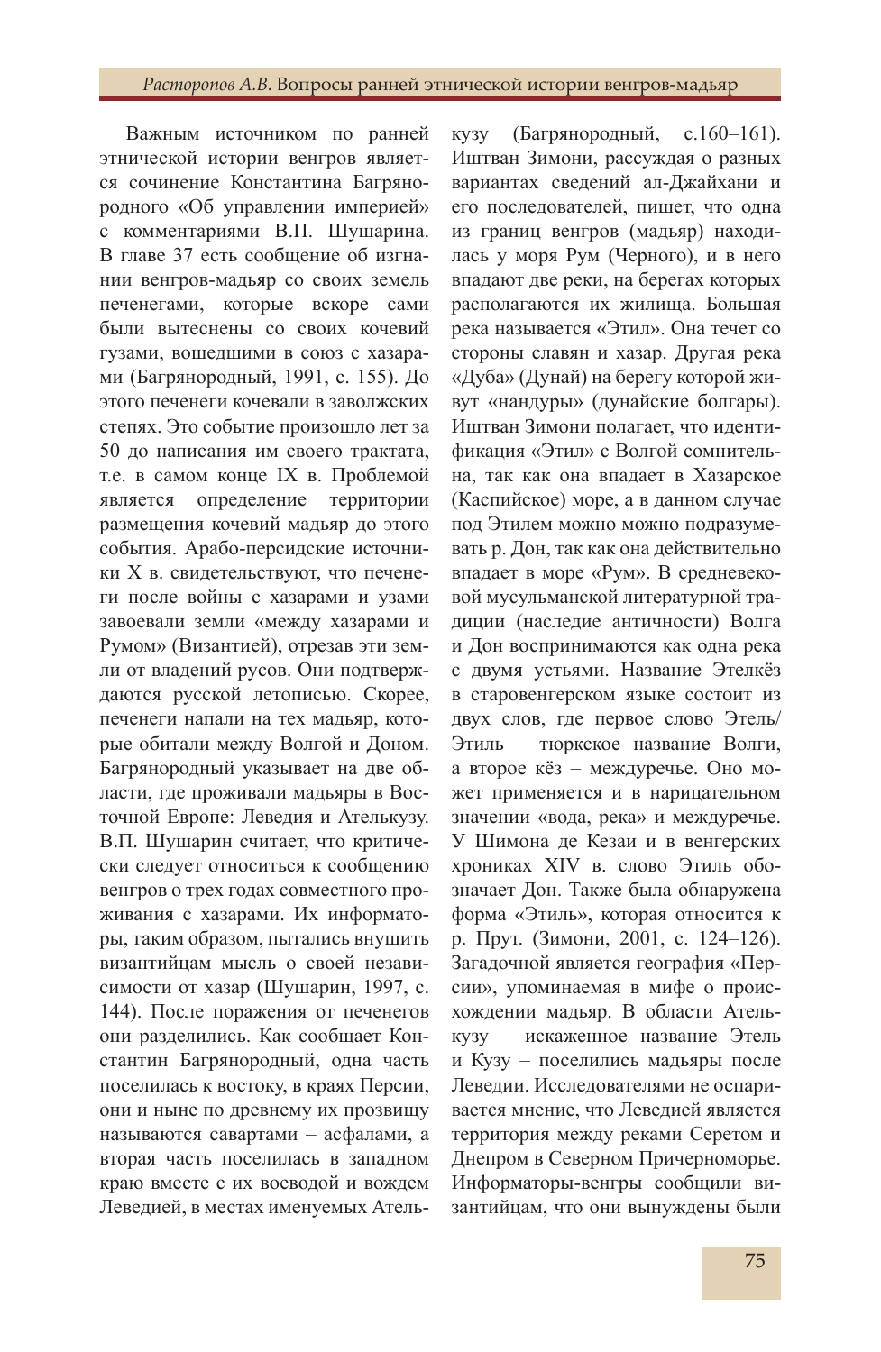Важным источником по ранней этнической истории венгров является сочинение Константина Багрянородного «Об управлении империей» с комментариями В.П. Шушарина. В главе 37 есть сообщение об изгнании венгров-мадьяр со своих земель печенегами, которые вскоре сами были вытеснены со своих кочевий гузами, вошедшими в союз с хазарами (Багрянородный, 1991, с. 155). До этого печенеги кочевали в заволжских степях. Это событие произошло лет за 50 до написания им своего трактата, т.е. в самом конце IX в. Проблемой является определение территории размещения кочевий мадьяр до этого события. Арабо-персидские источники X в. свидетельствуют, что печенеги после войны с хазарами и узами завоевали земли «между хазарами и Румом» (Византией), отрезав эти земли от владений русов. Они подтверждаются русской летописью. Скорее, печенеги напали на тех мадьяр, которые обитали между Волгой и Доном. Багрянородный указывает на две области, где проживали мадьяры в Восточной Европе: Леведия и Ателькузу. В.П. Шушарин считает, что критически следует относиться к сообщению венгров о трех годах совместного проживания с хазарами. Их информаторы, таким образом, пытались внушить византийцам мысль о своей независимости от хазар (Шушарин, 1997, с. 144). После поражения от печенегов они разделились. Как сообщает Константин Багрянородный, одна часть поселилась к востоку, в краях Персии, они и ныне по древнему их прозвищу называются савартами – асфалами, а вторая часть поселилась в западном краю вместе с их воеводой и вождем Леведией, в местах именуемых Ателькузу (Багрянородный, с.160–161). Иштван Зимони, рассуждая о разных вариантах сведений ал-Джайхани и его последователей, пишет, что одна из границ венгров (мадьяр) находилась у моря Рум (Черного), и в него впадают две реки, на берегах которых располагаются их жилища. Большая река называется «Этил». Она течет со стороны славян и хазар. Другая река «Дуба» (Дунай) на берегу которой живут «нандуры» (дунайские болгары). Иштван Зимони полагает, что идентификация «Этил» с Волгой сомнительна, так как она впадает в Хазарское (Каспийское) море, а в данном случае под Этилем можно можно подразумевать р. Дон, так как она действительно впадает в море «Рум». В средневековой мусульманской литературной традиции (наследие античности) Волга и Дон воспринимаются как одна река с двумя устьями. Название Этелкёз в старовенгерском языке состоит из двух слов, где первое слово Этель/Этиль – тюркское название Волги, а второе кёз – междуречье. Оно может применяется и в нарицательном значении «вода, река» и междуречье. У Шимона де Кезаи и в венгерских хрониках XIV в. слово Этиль обозначает Дон. Также была обнаружена форма «Этиль», которая относится к р. Прут. (Зимони, 2001, с. 124–126). Загадочной является география «Персии», упоминаемая в мифе о происхождении мадьяр. В области Ателькузу – искаженное название Этель и Кузу – поселились мадьяры после Леведии. Исследователями не оспаривается мнение, что Леведией является территория между реками Серетом и Днепром в Северном Причерноморье. Информаторы-венгры сообщили византийцам, что они вынуждены были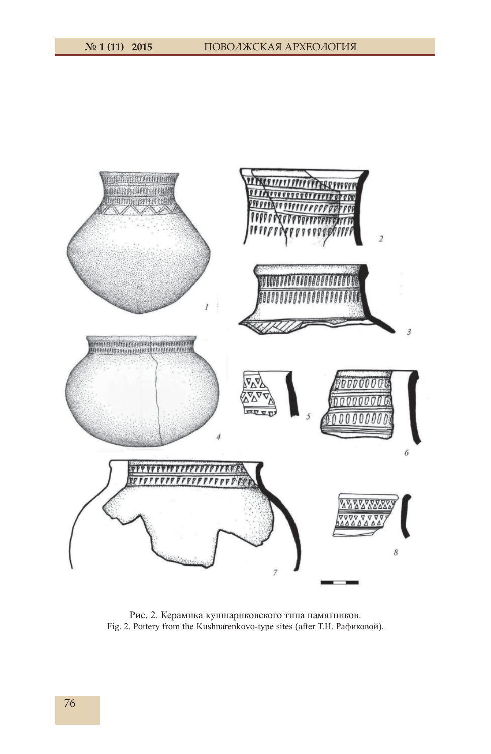Рис. 2. Керамика кушнарнковского типа памятников.
Fig. 2. Pottery from the Kushnarenkovo-type sites (after Т.Н. Рафиковой).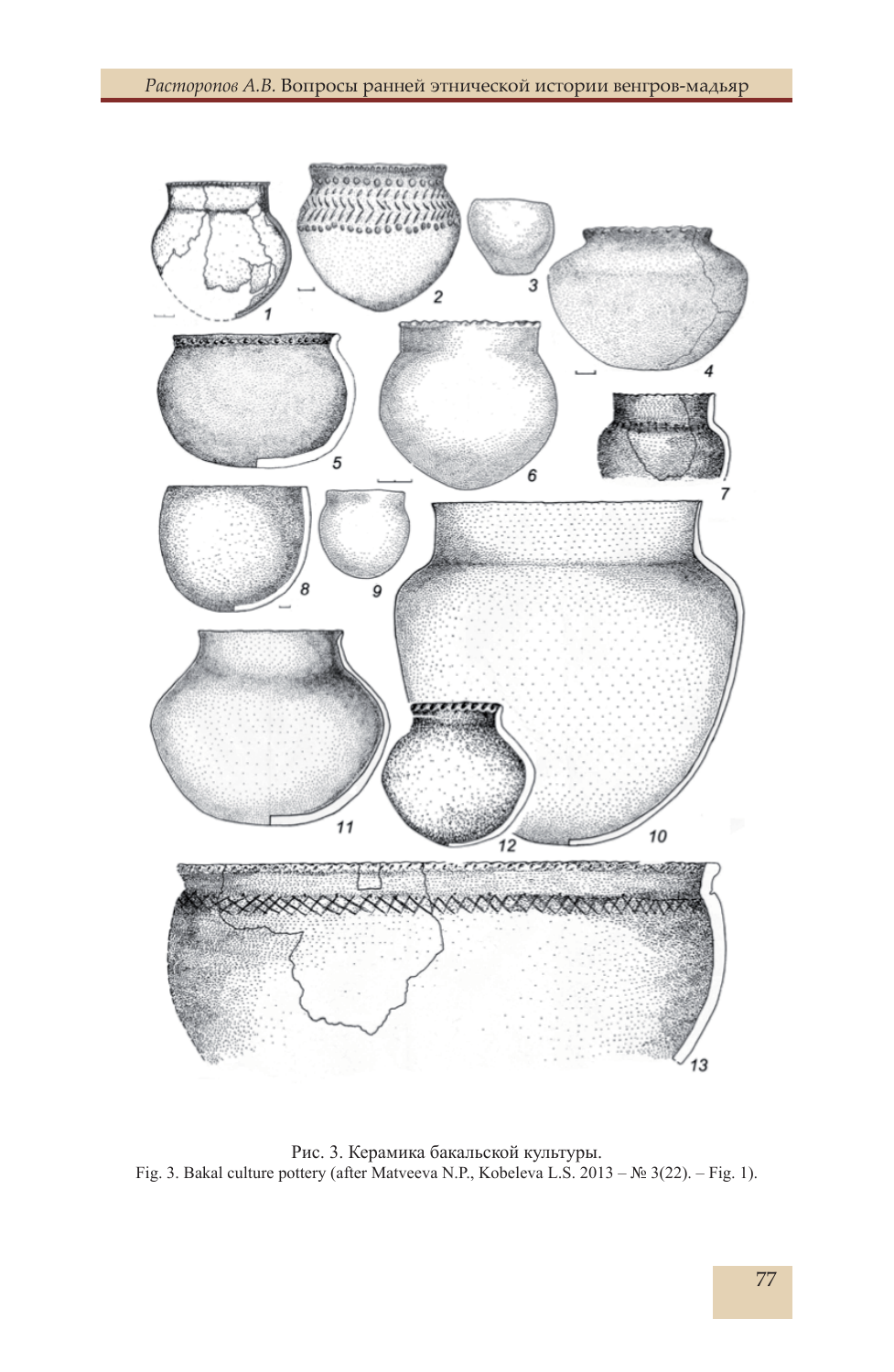Рис. 3. Керамика бакальской культуры.
Fig. 3. Bakal culture pottery (after Matveeva N.P., Kobeleva L.S. 2013 – № 3(22). – Fig. 1).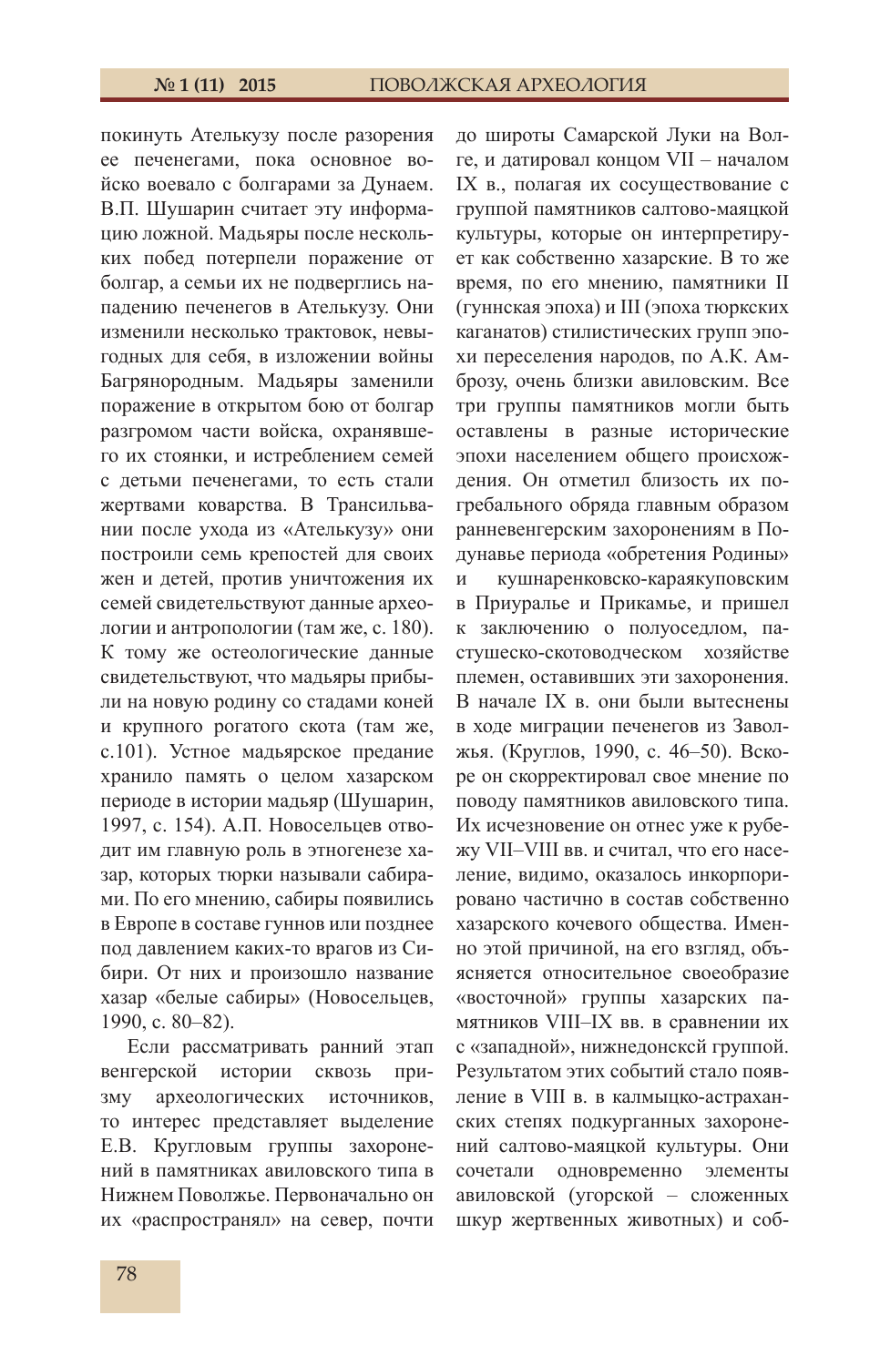покинуть Ателькузу после разорения ее печенегами, пока основное войско воевало с болгарами за Дунаем. В.П. Шушарин считает эту информацию ложной. Мадьяры после нескольких побед потерпели поражение от болгар, а семьи их не подверглись нападению печенегов в Ателькузу. Они изменили несколько трактовок, невыгодных для себя, в изложении войны Багрянородным. Мадьяры заменили поражение в открытом бою от болгар разгромом части войска, охранявшего их стоянки, и истреблением семей с детьми печенегами, то есть стали жертвами коварства. В Трансильвании после ухода из «Ателькузу» они построили семь крепостей для своих жен и детей, против уничтожения их семей свидетельствуют данные археологии и антропологии (там же, с. 180). К тому же остеологические данные свидетельствуют, что мадьяры прибыли на новую родину со стадами коней и крупного рогатого скота (там же, с.101). Устное мадьярское предание хранило память о целом хазарском периоде в истории мадьяр (Шушарин, 1997, с. 154). А.П. Новосельцев отводит им главную роль в этногенезе хазар, которых тюрки называли сабирами. По его мнению, сабиры появились в Европе в составе гуннов или позднее под давлением каких-то врагов из Сибири. От них и произошло название хазар «белые сабиры» (Новосельцев, 1990, с. 80–82).

Если рассматривать ранний этап венгерской истории сквозь призму археологических источников, то интерес представляет выделение Е.В. Кругловым группы захоронений в памятниках авиловского типа в Нижнем Поволжье. Первоначально он их «распространял» на север, почти до широты Самарской Луки на Волге, и датировал концом VII – началом IX в., полагая их сосуществование с группой памятников салтово-маяцкой культуры, которые он интерпретирует как собственно хазарские. В то же время, по его мнению, памятники II (гуннская эпоха) и III (эпоха тюркских каганатов) стилистических групп эпохи переселения народов, по А.К. Амброзу, очень близки авиловским. Все три группы памятников могли быть оставлены в разные исторические эпохи населением общего происхождения. Он отметил близость их погребального обряда главным образом ранневенгерским захоронениям в Подунавье периода «обретения Родины» и кушнаренковско-караякуповским в Приуралье и Прикамье, и пришел к заключению о полуоседлом, пастушеско-скотоводческом хозяйстве племен, оставивших эти захоронения. В начале IX в. они были вытеснены в ходе миграции печенегов из Заволжья. (Круглов, 1990, с. 46–50). Вскоре он скорректировал свое мнение по поводу памятников авиловского типа. Их исчезновение он отнес уже к рубежу VII–VIII вв. и считал, что его население, видимо, оказалось инкорпорировано частично в состав собственно хазарского кочевого общества. Именно этой причиной, на его взгляд, объясняется относительное своеобразие «восточной» группы хазарских памятников VIII–IX вв. в сравнении их с «западной», нижнедонсксй группой. Результатом этих событий стало появление в VIII в. в калмыцко-астраханских степях подкурганных захоронений салтово-маяцкой культуры. Они сочетали одновременно элементы авиловской (угорской – сложенных шкур жертвенных животных) и соб-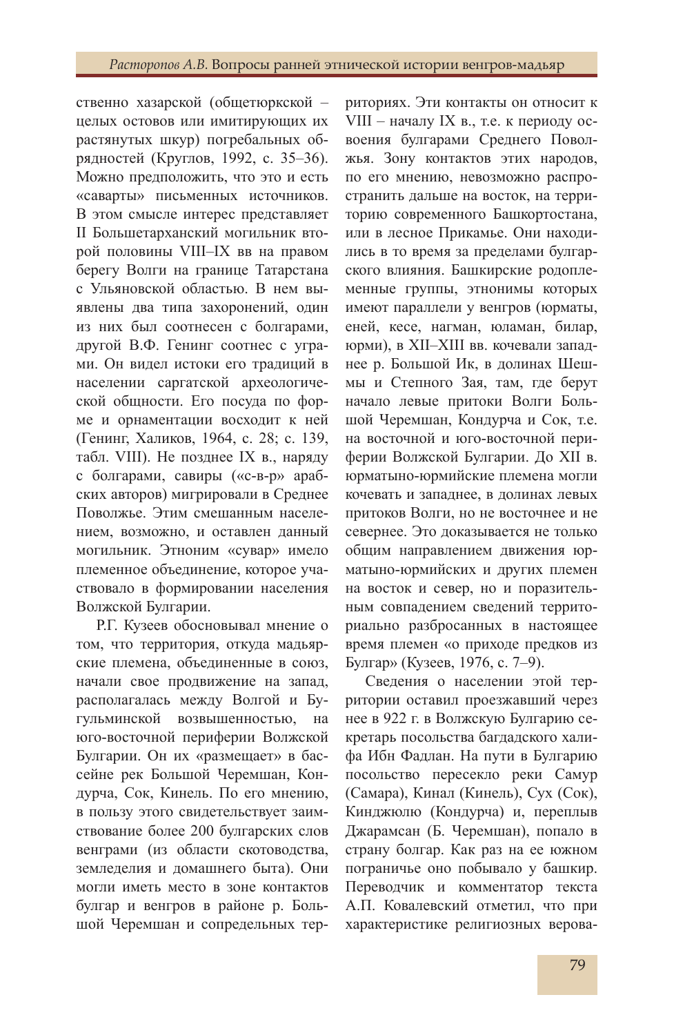ственно хазарской (общетюркской – целых остовов или имитирующих их растянутых шкур) погребальных обрядностей (Круглов, 1992, с. 35–36). Можно предположить, что это и есть «саварты» письменных источников. В этом смысле интерес представляет II Большетарханский могильник второй половины VIII–IX вв на правом берегу Волги на границе Татарстана с Ульяновской областью. В нем выявлены два типа захоронений, один из них был соотнесен с болгарами, другой В.Ф. Генинг соотнес с уграми. Он видел истоки его традиций в населении саргатской археологической общности. Его посуда по форме и орнаментации восходит к ней (Генинг, Халиков, 1964, с. 28; с. 139, табл. VIII). Не позднее IX в., наряду с болгарами, савиры («с-в-р» арабских авторов) мигрировали в Среднее Поволжье. Этим смешанным населением, возможно, и оставлен данный могильник. Этноним «сувар» имело племенное объединение, которое участвовало в формировании населения Волжской Булгарии.

Р.Г. Кузеев обосновывал мнение о том, что территория, откуда мадьярские племена, объединенные в союз, начали свое продвижение на запад, располагалась между Волгой и Бугульминской возвышенностью, на юго-восточной периферии Волжской Булгарии. Он их «размещает» в бассейне рек Большой Черемшан, Кондурча, Сок, Кинель. По его мнению, в пользу этого свидетельствует заимствование более 200 булгарских слов венграми (из области скотоводства, земледелия и домашнего быта). Они могли иметь место в зоне контактов булгар и венгров в районе р. Большой Черемшан и сопредельных территориях. Эти контакты он относит к VIII – началу IX в., т.е. к периоду освоения булгарами Среднего Поволжья. Зону контактов этих народов, по его мнению, невозможно распространить дальше на восток, на территорию современного Башкортостана, или в лесное Прикамье. Они находились в то время за пределами булгарского влияния. Башкирские родоплеменные группы, этнонимы которых имеют параллели у венгров (юрматы, еней, кесе, нагман, юламан, билар, юрми), в XII–XIII вв. кочевали западнее р. Большой Ик, в долинах Шешмы и Степного Зая, там, где берут начало левые притоки Волги Большой Черемшан, Кондурча и Сок, т.е. на восточной и юго-восточной периферии Волжской Булгарии. До XII в. юрматыно-юрмийские племена могли кочевать и западнее, в долинах левых притоков Волги, но не восточнее и не севернее. Это доказывается не только общим направлением движения юрматыно-юрмийских и других племен на восток и север, но и поразительным совпадением сведений территориально разбросанных в настоящее время племен «о приходе предков из Булгар» (Кузеев, 1976, с. 7–9).

Сведения о населении этой территории оставил проезжавший через нее в 922 г. в Волжскую Булгарию секретарь посольства багдадского халифа Ибн Фадлан. На пути в Булгарию посольство пересекло реки Самур (Самара), Кинал (Кинель), Сух (Сок), Кинджюлю (Кондурча) и, переплыв Джарамсан (Б. Черемшан), попало в страну болгар. Как раз на ее южном пограничье оно побывало у башкир. Переводчик и комментатор текста А.П. Ковалевский отметил, что при характеристике религиозных верова-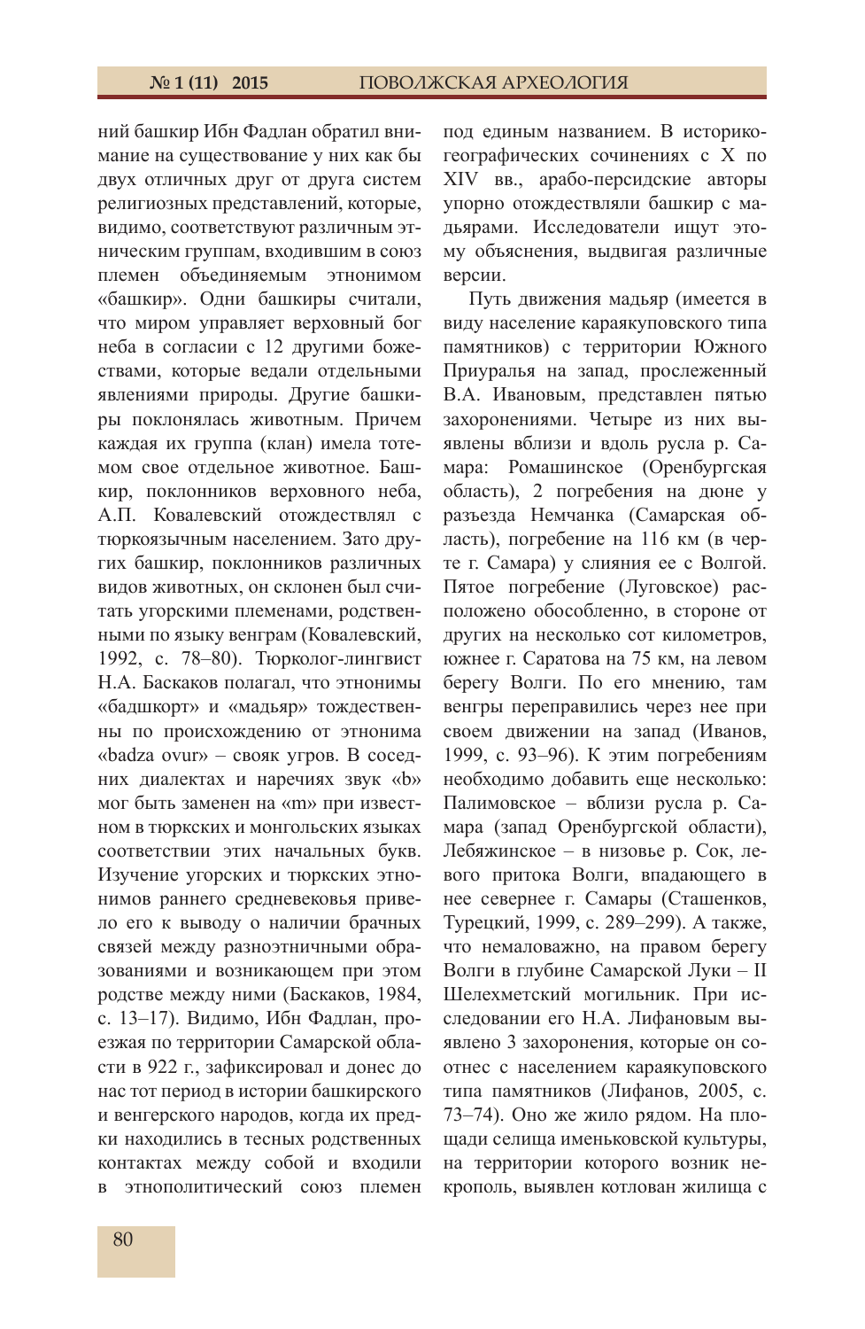ний башкир Ибн Фадлан обратил внимание на существование у них как бы двух отличных друг от друга систем религиозных представлений, которые, видимо, соответствуют различным этническим группам, входившим в союз племен объединяемым этнонимом «башкир». Одни башкиры считали, что миром управляет верховный бог неба в согласии с 12 другими божествами, которые ведали отдельными явлениями природы. Другие башкиры поклонялась животным. Причем каждая их группа (клан) имела тотемом свое отдельное животное. Башкир, поклонников верховного неба, А.П. Ковалевский отождествлял с тюркоязычным населением. Зато других башкир, поклонников различных видов животных, он склонен был считать угорскими племенами, родственными по языку венграм (Ковалевский, 1992, с. 78–80). Тюрколог-лингвист Н.А. Баскаков полагал, что этнонимы «бадшкорт» и «мадьяр» тождественны по происхождению от этнонима «badza ovur» – свояк угров. В соседних диалектах и наречиях звук «b» мог быть заменен на «m» при известном в тюркских и монгольских языках соответствии этих начальных букв. Изучение угорских и тюркских этнонимов раннего средневековья привело его к выводу о наличии брачных связей между разноэтничными образованиями и возникающем при этом родстве между ними (Баскаков, 1984, с. 13–17). Видимо, Ибн Фадлан, проезжая по территории Самарской области в 922 г., зафиксировал и донес до нас тот период в истории башкирского и венгерского народов, когда их предки находились в тесных родственных контактах между собой и входили в этнополитический союз племен под единым названием. В историко-географических сочинениях с X по XIV вв., арабо-персидские авторы упорно отождествляли башкир с мадьярами. Исследователи ищут этому объяснения, выдвигая различные версии.

Путь движения мадьяр (имеется в виду население караякуповского типа памятников) с территории Южного Приуралья на запад, прослеженный В.А. Ивановым, представлен пятью захоронениями. Четыре из них выявлены вблизи и вдоль русла р. Самара: Ромашинское (Оренбургская область), 2 погребения на дюне у разъезда Немчанка (Самарская область), погребение на 116 км (в черте г. Самара) у слияния ее с Волгой. Пятое погребение (Луговское) расположено обособленно, в стороне от других на несколько сот километров, южнее г. Саратова на 75 км, на левом берегу Волги. По его мнению, там венгры переправились через нее при своем движении на запад (Иванов, 1999, с. 93–96). К этим погребениям необходимо добавить еще несколько: Палимовское – вблизи русла р. Самара (запад Оренбургской области), Лебяжинское – в низовье р. Сок, левого притока Волги, впадающего в нее севернее г. Самары (Сташенков, Турецкий, 1999, с. 289–299). А также, что немаловажно, на правом берегу Волги в глубине Самарской Луки – II Шелехметский могильник. При исследовании его Н.А. Лифановым выявлено 3 захоронения, которые он соотнес с населением караякуповского типа памятников (Лифанов, 2005, с. 73–74). Оно же жило рядом. На площади селища именьковской культуры, на территории которого возник некрополь, выявлен котлован жилища с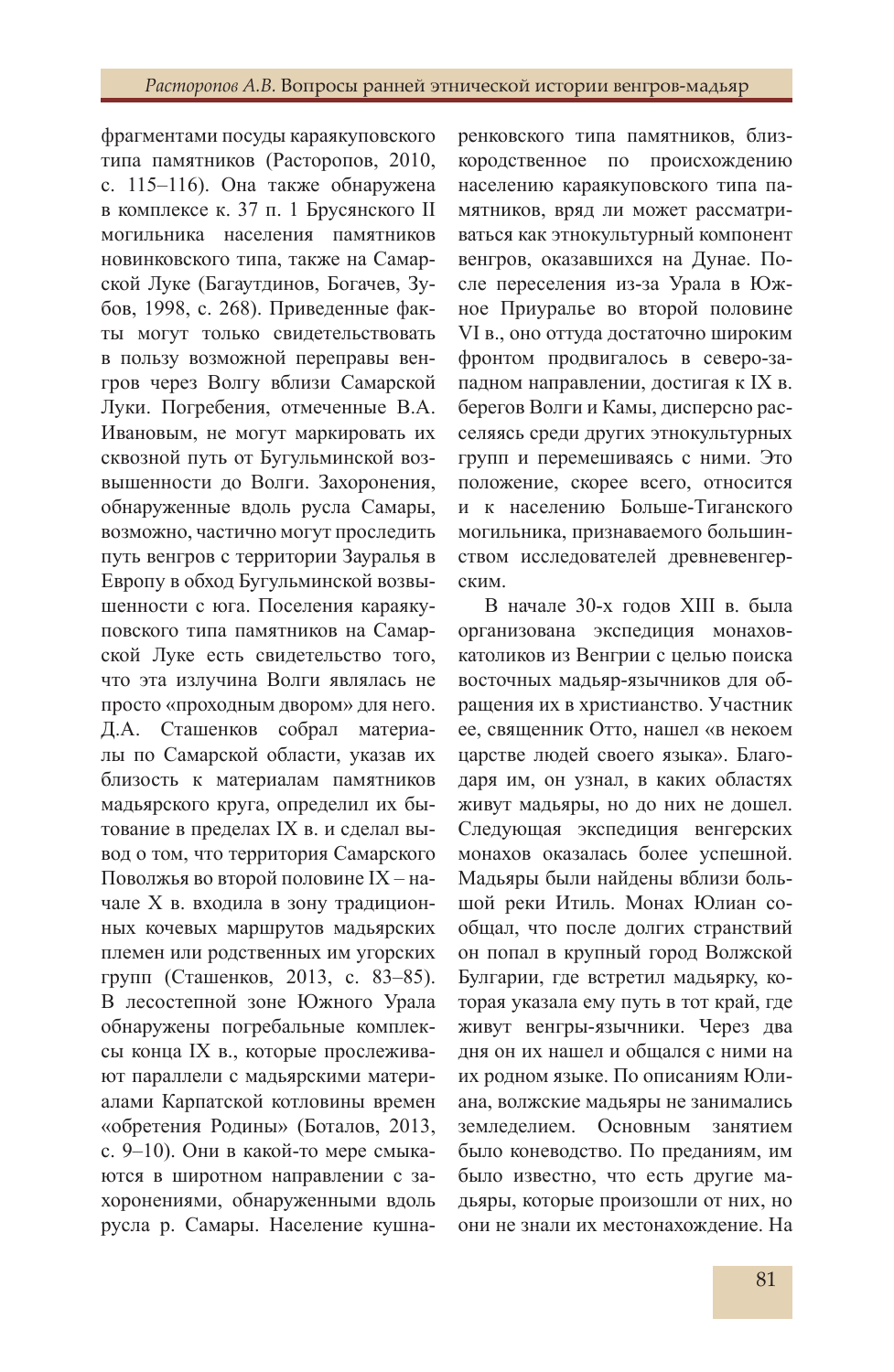фрагментами посуды караякуповского типа памятников (Расторопов, 2010, с. 115–116). Она также обнаружена в комплексе к. 37 п. 1 Брусянского II могильника населения памятников новинковского типа, также на Самарской Луке (Багаутдинов, Богачев, Зубов, 1998, с. 268). Приведенные факты могут только свидетельствовать в пользу возможной переправы венгров через Волгу вблизи Самарской Луки. Погребения, отмеченные В.А. Ивановым, не могут маркировать их сквозной путь от Бугульминской возвышенности до Волги. Захоронения, обнаруженные вдоль русла Самары, возможно, частично могут проследить путь венгров с территории Зауралья в Европу в обход Бугульминской возвышенности с юга. Поселения караякуповского типа памятников на Самарской Луке есть свидетельство того, что эта излучина Волги являлась не просто «проходным двором» для него. Д.А. Сташенков собрал материалы по Самарской области, указав их близость к материалам памятников мадьярского круга, определил их бытование в пределах IX в. и сделал вывод о том, что территория Самарского Поволжья во второй половине IX – начале X в. входила в зону традиционных кочевых маршрутов мадьярских племен или родственных им угорских групп (Сташенков, 2013, с. 83–85). В лесостепной зоне Южного Урала обнаружены погребальные комплексы конца IX в., которые прослеживают параллели с мадьярскими материалами Карпатской котловины времен «обретения Родины» (Боталов, 2013, с. 9–10). Они в какой-то мере смыкаются в широтном направлении с захоронениями, обнаруженными вдоль русла р. Самары. Население кушнаренковского типа памятников, близкородственное по происхождению населению караякуповского типа памятников, вряд ли может рассматриваться как этнокультурный компонент венгров, оказавшихся на Дунае. После переселения из-за Урала в Южное Приуралье во второй половине VI в., оно оттуда достаточно широким фронтом продвигалось в северо-западном направлении, достигая к IX в. берегов Волги и Камы, дисперсно расселяясь среди других этнокультурных групп и перемешиваясь с ними. Это положение, скорее всего, относится и к населению Больше-Тиганского могильника, признаваемого большинством исследователей древневенгерским.

В начале 30-х годов XIII в. была организована экспедиция монахов-католиков из Венгрии с целью поиска восточных мадьяр-язычников для обращения их в христианство. Участник ее, священник Отто, нашел «в некоем царстве людей своего языка». Благодаря им, он узнал, в каких областях живут мадьяры, но до них не дошел. Следующая экспедиция венгерских монахов оказалась более успешной. Мадьяры были найдены вблизи большой реки Итиль. Монах Юлиан сообщал, что после долгих странствий он попал в крупный город Волжской Булгарии, где встретил мадьярку, которая указала ему путь в тот край, где живут венгры-язычники. Через два дня он их нашел и общался с ними на их родном языке. По описаниям Юлиана, волжские мадьяры не занимались земледелием. Основным занятием было коневодство. По преданиям, им было известно, что есть другие мадьяры, которые произошли от них, но они не знали их местонахождение. На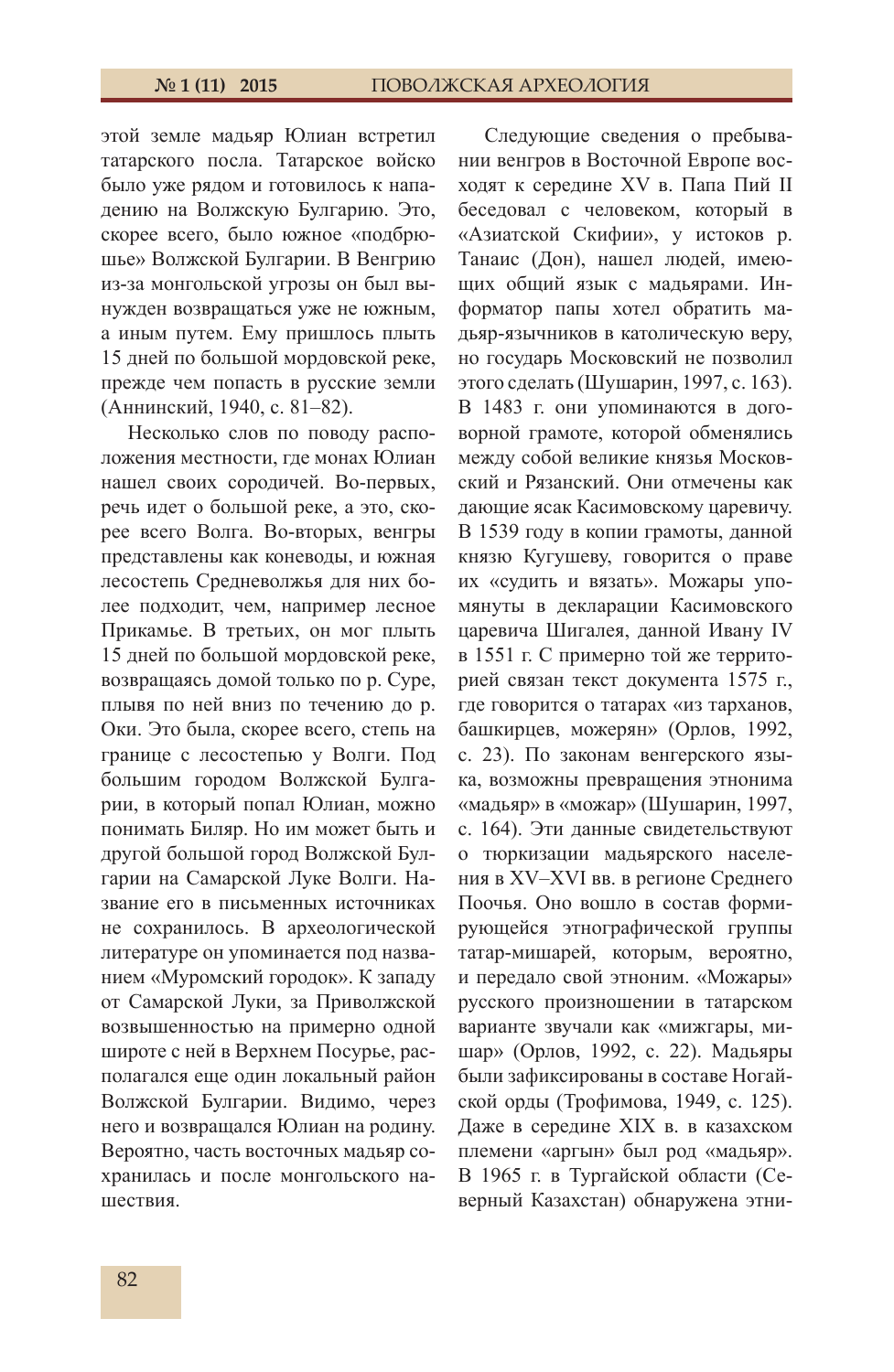этой земле мадьяр Юлиан встретил татарского посла. Татарское войско было уже рядом и готовилось к нападению на Волжскую Булгарию. Это, скорее всего, было южное «подбрюшье» Волжской Булгарии. В Венгрию из-за монгольской угрозы он был вынужден возвращаться уже не южным, а иным путем. Ему пришлось плыть 15 дней по большой мордовской реке, прежде чем попасть в русские земли (Аннинский, 1940, с. 81–82).

Несколько слов по поводу расположения местности, где монах Юлиан нашел своих сородичей. Во-первых, речь идет о большой реке, а это, скорее всего Волга. Во-вторых, венгры представлены как коневоды, и южная лесостепь Средневолжья для них более подходит, чем, например лесное Прикамье. В третьих, он мог плыть 15 дней по большой мордовской реке, возвращаясь домой только по р. Суре, плывя по ней вниз по течению до р. Оки. Это была, скорее всего, степь на границе с лесостепью у Волги. Под большим городом Волжской Булгарии, в который попал Юлиан, можно понимать Биляр. Но им может быть и другой большой город Волжской Булгарии на Самарской Луке Волги. Название его в письменных источниках не сохранилось. В археологической литературе он упоминается под названием «Муромский городок». К западу от Самарской Луки, за Приволжской возвышенностью на примерно одной широте с ней в Верхнем Посурье, располагался еще один локальный район Волжской Булгарии. Видимо, через него и возвращался Юлиан на родину. Вероятно, часть восточных мадьяр сохранилась и после монгольского нашествия.

Следующие сведения о пребывании венгров в Восточной Европе восходят к середине XV в. Папа Пий II беседовал с человеком, который в «Азиатской Скифии», у истоков р. Танаис (Дон), нашел людей, имеющих общий язык с мадьярами. Информатор папы хотел обратить мадьяр-язычников в католическую веру, но государь Московский не позволил этого сделать (Шушарин, 1997, с. 163). В 1483 г. они упоминаются в договорной грамоте, которой обменялись между собой великие князья Московский и Рязанский. Они отмечены как дающие ясак Касимовскому царевичу. В 1539 году в копии грамоты, данной князю Кугушеву, говорится о праве их «судить и вязать». Можары упомянуты в декларации Касимовского царевича Шигалея, данной Ивану IV в 1551 г. С примерно той же территорией связан текст документа 1575 г., где говорится о татарах «из тарханов, башкирцев, можерян» (Орлов, 1992, с. 23). По законам венгерского языка, возможны превращения этнонима «мадьяр» в «можар» (Шушарин, 1997, с. 164). Эти данные свидетельствуют о тюркизации мадьярского населения в XV–XVI вв. в регионе Среднего Поочья. Оно вошло в состав формирующейся этнографической группы татар-мишарей, которым, вероятно, и передало свой этноним. «Можары» русского произношении в татарском варианте звучали как «мижгары, мишар» (Орлов, 1992, с. 22). Мадьяры были зафиксированы в составе Ногайской орды (Трофимова, 1949, с. 125). Даже в середине XIX в. в казахском племени «аргын» был род «мадьяр». В 1965 г. в Тургайской области (Северный Казахстан) обнаружена этни-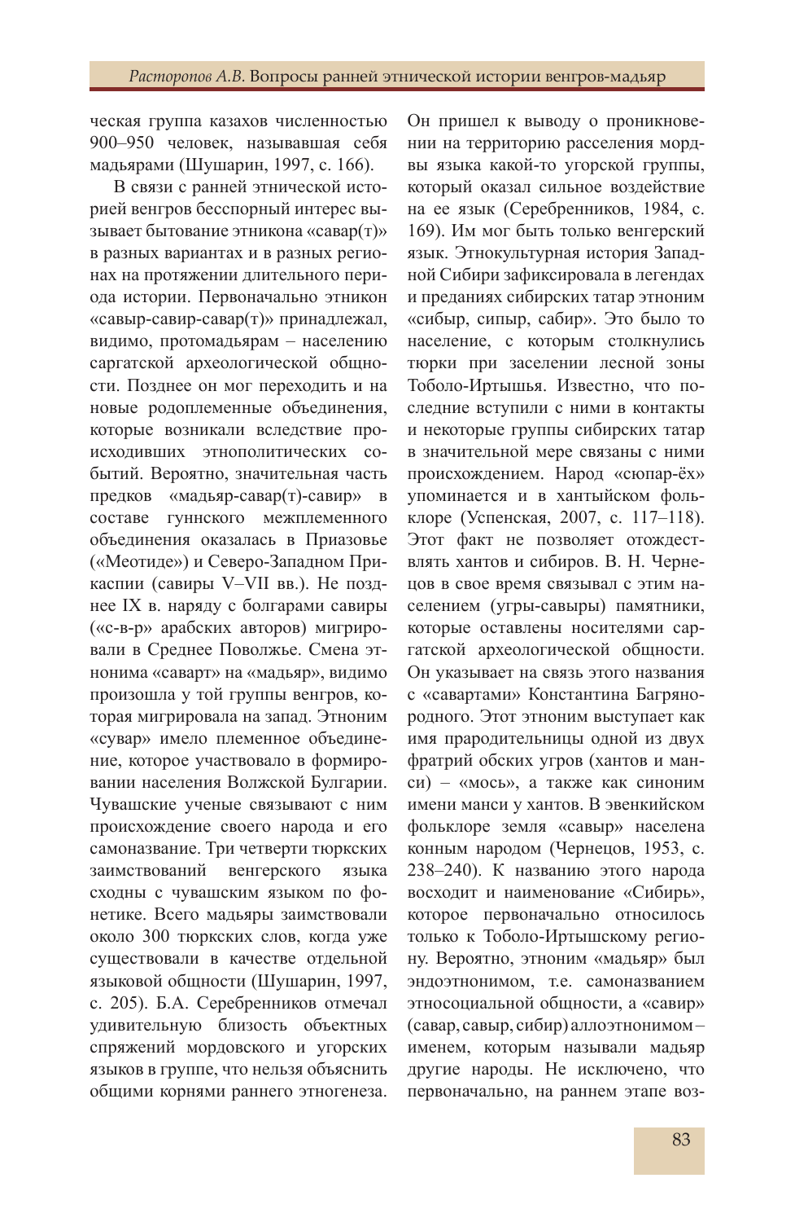ческая группа казахов численностью 900–950 человек, называвшая себя мадьярами (Шушарин, 1997, с. 166).

В связи с ранней этнической историей венгров бесспорный интерес вызывает бытование этникона «савар(т)» в разных вариантах и в разных регионах на протяжении длительного периода истории. Первоначально этникон «савыр-савир-савар(т)» принадлежал, видимо, протомадьярам – населению саргатской археологической общности. Позднее он мог переходить и на новые родоплеменные объединения, которые возникали вследствие происходивших этнополитических событий. Вероятно, значительная часть предков «мадьяр-савар(т)-савир» в составе гуннского межплеменного объединения оказалась в Приазовье («Меотиде») и Северо-Западном Прикаспии (савиры V–VII вв.). Не позднее IX в. наряду с болгарами савиры («с-в-р» арабских авторов) мигрировали в Среднее Поволжье. Смена этнонима «саварт» на «мадьяр», видимо произошла у той группы венгров, которая мигрировала на запад. Этноним «сувар» имело племенное объединение, которое участвовало в формировании населения Волжской Булгарии. Чувашские ученые связывают с ним происхождение своего народа и его самоназвание. Три четверти тюркских заимствований венгерского языка сходны с чувашским языком по фонетике. Всего мадьяры заимствовали около 300 тюркских слов, когда уже существовали в качестве отдельной языковой общности (Шушарин, 1997, с. 205). Б.А. Серебренников отмечал удивительную близость объектных спряжений мордовского и угорских языков в группе, что нельзя объяснить общими корнями раннего этногенеза. Он пришел к выводу о проникновении на территорию расселения мордвы языка какой-то угорской группы, который оказал сильное воздействие на ее язык (Серебренников, 1984, с. 169). Им мог быть только венгерский язык. Этнокультурная история Западной Сибири зафиксировала в легендах и преданиях сибирских татар этноним «сибыр, сипыр, сабир». Это было то население, с которым столкнулись тюрки при заселении лесной зоны Тоболо-Иртышья. Известно, что последние вступили с ними в контакты и некоторые группы сибирских татар в значительной мере связаны с ними происхождением. Народ «сюпар-ёх» упоминается и в хантыйском фольклоре (Успенская, 2007, с. 117–118). Этот факт не позволяет отождествлять хантов и сибиров. В. Н. Чернецов в свое время связывал с этим населением (угры-савыры) памятники, которые оставлены носителями саргатской археологической общности. Он указывает на связь этого названия с «савартами» Константина Багрянородного. Этот этноним выступает как имя прародительницы одной из двух фратрий обских угров (хантов и манси) – «мось», а также как синоним имени манси у хантов. В эвенкийском фольклоре земля «савыр» населена конным народом (Чернецов, 1953, с. 238–240). К названию этого народа восходит и наименование «Сибирь», которое первоначально относилось только к Тоболо-Иртышскому региону. Вероятно, этноним «мадьяр» был эндоэтнонимом, т.е. самоназванием этносоциальной общности, а «савир» (савар, савыр, сибир) аллоэтнонимом – именем, которым называли мадьяр другие народы. Не исключено, что первоначально, на раннем этапе воз-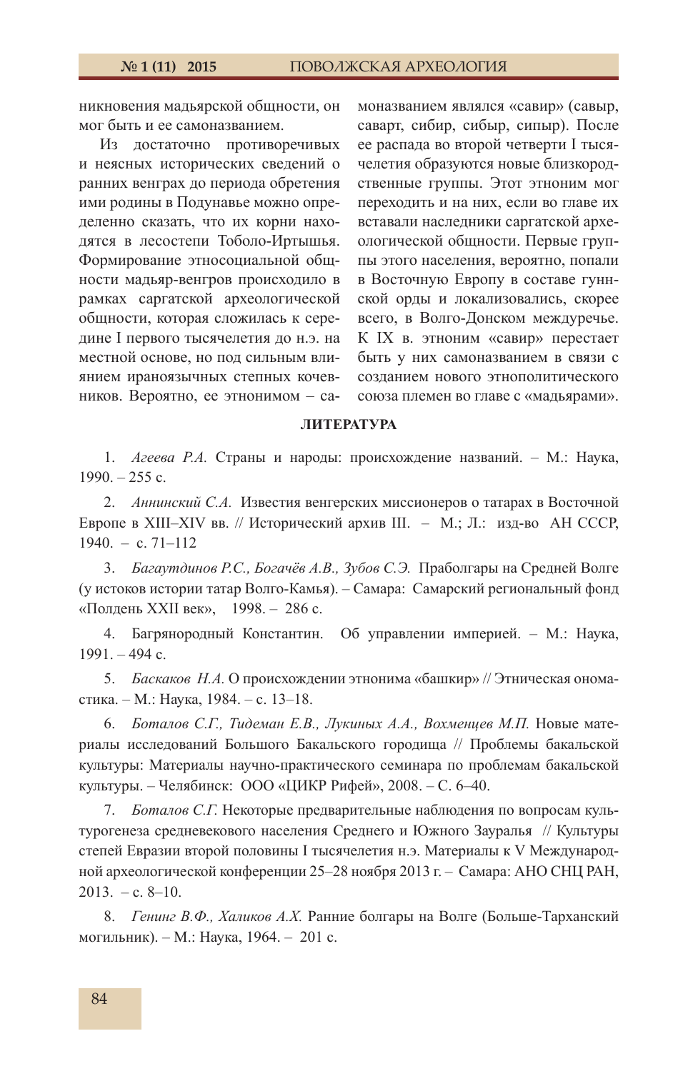никновения мадьярской общности, он мог быть и ее самоназванием.

Из достаточно противоречивых и неясных исторических сведений о ранних венграх до периода обретения ими родины в Подунавье можно определенно сказать, что их корни находятся в лесостепи Тоболо-Иртышья. Формирование этносоциальной общности мадьяр-венгров происходило в рамках саргатской археологической общности, которая сложилась к середине I первого тысячелетия до н.э. на местной основе, но под сильным влиянием ираноязычных степных кочевников. Вероятно, ее этнонимом – самоназванием являлся «савир» (савыр, саварт, сибир, сибыр, сипыр). После ее распада во второй четверти I тысячелетия образуются новые близкородственные группы. Этот этноним мог переходить и на них, если во главе их вставали наследники саргатской археологической общности. Первые группы этого населения, вероятно, попали в Восточную Европу в составе гуннской орды и локализовались, скорее всего, в Волго-Донском междуречье. К IX в. этноним «савир» перестает быть у них самоназванием в связи с созданием нового этнополитического союза племен во главе с «мадьярами».

**ЛИТЕРАТУРА**

1. *Агеева Р.А.* Страны и народы: происхождение названий. – М.: Наука, 1990. – 255 с.

2. *Аннинский С.А.* Известия венгерских миссионеров о татарах в Восточной Европе в XIII–XIV вв. // Исторический архив III. – М.; Л.: изд-во АН СССР, 1940. – с. 71–112

3. *Багаутдинов Р.С., Богачёв А.В., Зубов С.Э.* Праболгары на Средней Волге (у истоков истории татар Волго-Камья). – Самара: Самарский региональный фонд «Полдень XXII век», 1998. – 286 с.

4. Багрянородный Константин. Об управлении империей. – М.: Наука, 1991. – 494 с.

5. *Баскаков Н.А.* О происхождении этнонима «башкир» // Этническая ономастика. – М.: Наука, 1984. – с. 13–18.

6. *Боталов С.Г., Тидеман Е.В., Лукиных А.А., Вохменцев М.П.* Новые материалы исследований Большого Бакальского городища // Проблемы бакальской культуры: Материалы научно-практического семинара по проблемам бакальской культуры. – Челябинск: ООО «ЦИКР Рифей», 2008. – С. 6–40.

7. *Боталов С.Г.* Некоторые предварительные наблюдения по вопросам культурогенеза средневекового населения Среднего и Южного Зауралья // Культуры степей Евразии второй половины I тысячелетия н.э. Материалы к V Международной археологической конференции 25–28 ноября 2013 г. – Самара: АНО СНЦ РАН, 2013. – с. 8–10.

8. *Генинг В.Ф., Халиков А.Х.* Ранние болгары на Волге (Больше-Тарханский могильник). – М.: Наука, 1964. – 201 с.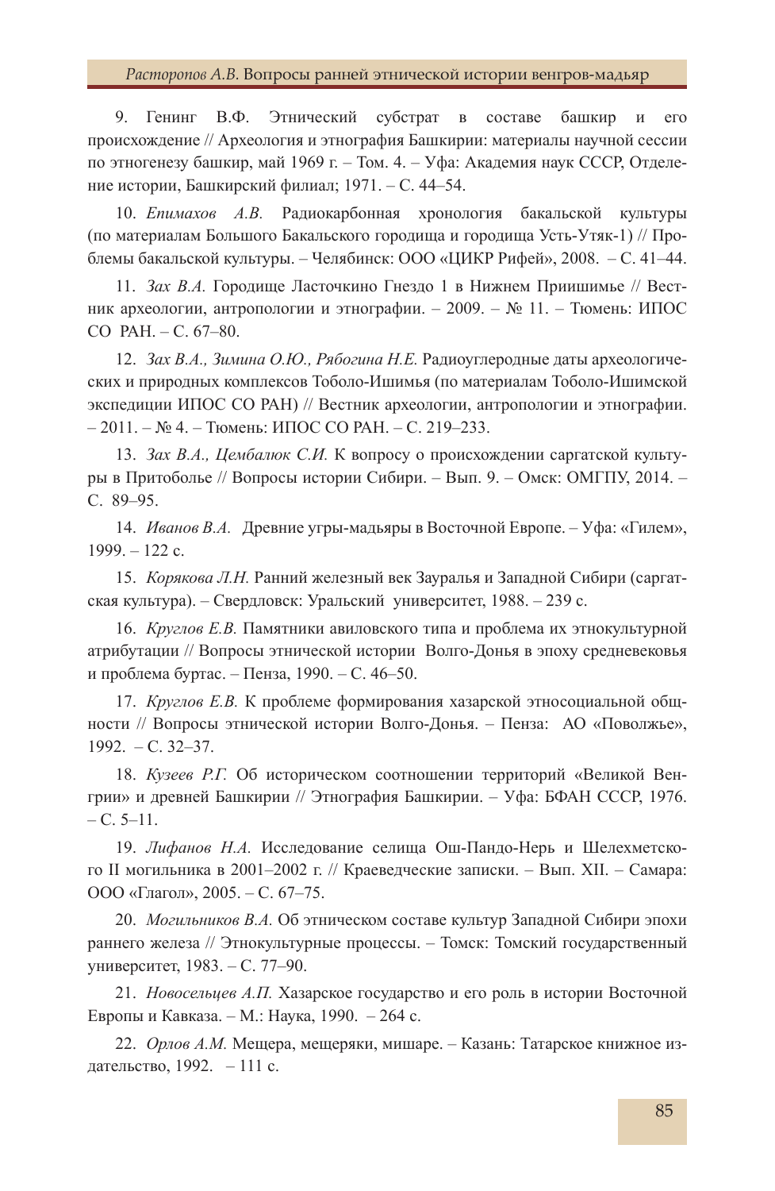9. Генинг В.Ф. Этнический субстрат в составе башкир и его происхождение // Археология и этнография Башкирии: материалы научной сессии по этногенезу башкир, май 1969 г. – Том. 4. – Уфа: Академия наук СССР, Отделение истории, Башкирский филиал; 1971. – С. 44–54.

10. *Епимахов А.В.* Радиокарбонная хронология бакальской культуры (по материалам Большого Бакальского городища и городища Усть-Утяк-1) // Проблемы бакальской культуры. – Челябинск: ООО «ЦИКР Рифей», 2008. – С. 41–44.

11. *Зах В.А.* Городище Ласточкино Гнездо 1 в Нижнем Приишимье // Вестник археологии, антропологии и этнографии. – 2009. – № 11. – Тюмень: ИПОС СО РАН. – С. 67–80.

12. *Зах В.А., Зимина О.Ю., Рябогина Н.Е.* Радиоуглеродные даты археологических и природных комплексов Тоболо-Ишимья (по материалам Тоболо-Ишимской экспедиции ИПОС СО РАН) // Вестник археологии, антропологии и этнографии. – 2011. – № 4. – Тюмень: ИПОС СО РАН. – С. 219–233.

13. *Зах В.А., Цембалюк С.И.* К вопросу о происхождении саргатской культуры в Притоболье // Вопросы истории Сибири. – Вып. 9. – Омск: ОМГПУ, 2014. – С. 89–95.

14. *Иванов В.А.* Древние угры-мадьяры в Восточной Европе. – Уфа: «Гилем», 1999. – 122 с.

15. *Корякова Л.Н.* Ранний железный век Зауралья и Западной Сибири (саргатская культура). – Свердловск: Уральский университет, 1988. – 239 с.

16. *Круглов Е.В.* Памятники авиловского типа и проблема их этнокультурной атрибутации // Вопросы этнической истории Волго-Донья в эпоху средневековья и проблема буртас. – Пенза, 1990. – С. 46–50.

17. *Круглов Е.В.* К проблеме формирования хазарской этносоциальной общности // Вопросы этнической истории Волго-Донья. – Пенза: АО «Поволжье», 1992. – С. 32–37.

18. *Кузеев Р.Г.* Об историческом соотношении территорий «Великой Венгрии» и древней Башкирии // Этнография Башкирии. – Уфа: БФАН СССР, 1976. – С. 5–11.

19. *Лифанов Н.А.* Исследование селища Ош-Пандо-Нерь и Шелехметского II могильника в 2001–2002 г. // Краеведческие записки. – Вып. XII. – Самара: ООО «Глагол», 2005. – С. 67–75.

20. *Могильников В.А.* Об этническом составе культур Западной Сибири эпохи раннего железа // Этнокультурные процессы. – Томск: Томский государственный университет, 1983. – С. 77–90.

21. *Новосельцев А.П.* Хазарское государство и его роль в истории Восточной Европы и Кавказа. – М.: Наука, 1990. – 264 с.

22. *Орлов А.М.* Мещера, мещеряки, мишаре. – Казань: Татарское книжное издательство, 1992. – 111 с.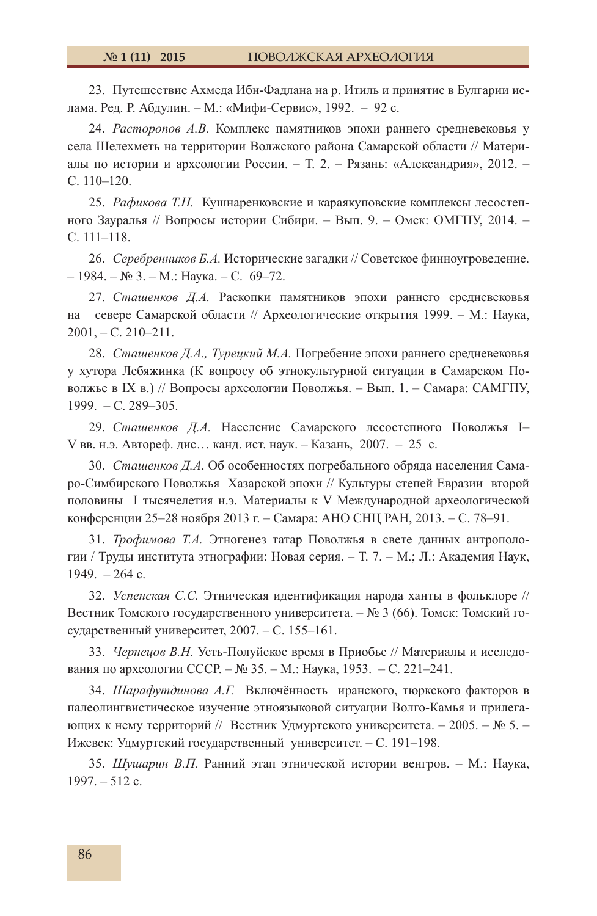23. Путешествие Ахмеда Ибн-Фадлана на р. Итиль и принятие в Булгарии ислама. Ред. Р. Абдулин. – М.: «Мифи-Сервис», 1992. – 92 с.

24. *Расторопов А.В.* Комплекс памятников эпохи раннего средневековья у села Шелехметь на территории Волжского района Самарской области // Материалы по истории и археологии России. – Т. 2. – Рязань: «Александрия», 2012. – С. 110–120.

25. *Рафикова Т.Н.* Кушнаренковские и караякуповские комплексы лесостепного Зауралья // Вопросы истории Сибири. – Вып. 9. – Омск: ОМГПУ, 2014. – С. 111–118.

26. *Серебренников Б.А.* Исторические загадки // Советское финноугроведение. – 1984. – № 3. – М.: Наука. – С. 69–72.

27. *Сташенков Д.А.* Раскопки памятников эпохи раннего средневековья на севере Самарской области // Археологические открытия 1999. – М.: Наука, 2001, – С. 210–211.

28. *Сташенков Д.А., Турецкий М.А.* Погребение эпохи раннего средневековья у хутора Лебяжинка (К вопросу об этнокультурной ситуации в Самарском Поволжье в IX в.) // Вопросы археологии Поволжья. – Вып. 1. – Самара: САМГПУ, 1999. – С. 289–305.

29. *Сташенков Д.А.* Население Самарского лесостепного Поволжья I–V вв. н.э. Автореф. дис… канд. ист. наук. – Казань, 2007. – 25 с.

30. *Сташенков Д.А*. Об особенностях погребального обряда населения Самаро-Симбирского Поволжья Хазарской эпохи // Культуры степей Евразии второй половины I тысячелетия н.э. Материалы к V Международной археологической конференции 25–28 ноября 2013 г. – Самара: АНО СНЦ РАН, 2013. – С. 78–91.

31. *Трофимова Т.А.* Этногенез татар Поволжья в свете данных антропологии / Труды института этнографии: Новая серия. – Т. 7. – М.; Л.: Академия Наук, 1949. – 264 с.

32. *Успенская С.С.* Этническая идентификация народа ханты в фольклоре // Вестник Томского государственного университета. – № 3 (66). Томск: Томский государственный университет, 2007. – С. 155–161.

33. *Чернецов В.Н.* Усть-Полуйское время в Приобье // Материалы и исследования по археологии СССР. – № 35. – М.: Наука, 1953. – С. 221–241.

34. *Шарафутдинова А.Г.* Включённость иранского, тюркского факторов в палеолингвистическое изучение этноязыковой ситуации Волго-Камья и прилегающих к нему территорий // Вестник Удмуртского университета. – 2005. – № 5. – Ижевск: Удмуртский государственный университет. – С. 191–198.

35. *Шушарин В.П.* Ранний этап этнической истории венгров. – М.: Наука, 1997. – 512 с.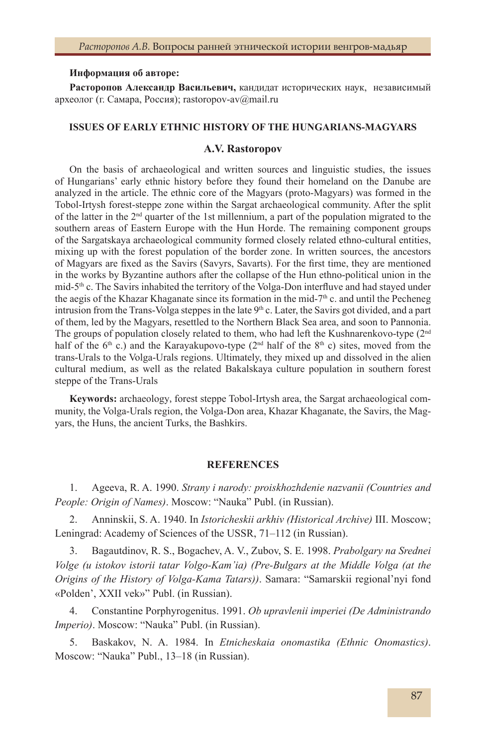**Информация об авторе:**

**Расторопов Александр Васильевич,** кандидат исторических наук, независимый археолог (г. Самара, Россия); rastoropov-av@mail.ru

## ISSUES OF EARLY ETHNIC HISTORY OF THE HUNGARIANS-MAGYARS

### A.V. Rastoropov

On the basis of archaeological and written sources and linguistic studies, the issues of Hungarians' early ethnic history before they found their homeland on the Danube are analyzed in the article. The ethnic core of the Magyars (proto-Magyars) was formed in the Tobol-Irtysh forest-steppe zone within the Sargat archaeological community. After the split of the latter in the 2nd quarter of the 1st millennium, a part of the population migrated to the southern areas of Eastern Europe with the Hun Horde. The remaining component groups of the Sargatskaya archaeological community formed closely related ethno-cultural entities, mixing up with the forest population of the border zone. In written sources, the ancestors of Magyars are fixed as the Savirs (Savyrs, Savarts). For the first time, they are mentioned in the works by Byzantine authors after the collapse of the Hun ethno-political union in the mid-5th c. The Savirs inhabited the territory of the Volga-Don interfluve and had stayed under the aegis of the Khazar Khaganate since its formation in the mid-7th c. and until the Pecheneg intrusion from the Trans-Volga steppes in the late 9th c. Later, the Savirs got divided, and a part of them, led by the Magyars, resettled to the Northern Black Sea area, and soon to Pannonia. The groups of population closely related to them, who had left the Kushnarenkovo-type (2nd half of the 6th c.) and the Karayakupovo-type (2nd half of the 8th c) sites, moved from the trans-Urals to the Volga-Urals regions. Ultimately, they mixed up and dissolved in the alien cultural medium, as well as the related Bakalskaya culture population in southern forest steppe of the Trans-Urals

**Keywords:** archaeology, forest steppe Tobol-Irtysh area, the Sargat archaeological community, the Volga-Urals region, the Volga-Don area, Khazar Khaganate, the Savirs, the Magyars, the Huns, the ancient Turks, the Bashkirs.

## REFERENCES

1. Ageeva, R. A. 1990. *Strany i narody: proiskhozhdenie nazvanii (Countries and People: Origin of Names)*. Moscow: "Nauka" Publ. (in Russian).

2. Anninskii, S. A. 1940. In *Istoricheskii arkhiv (Historical Archive)* III. Moscow; Leningrad: Academy of Sciences of the USSR, 71–112 (in Russian).

3. Bagautdinov, R. S., Bogachev, A. V., Zubov, S. E. 1998. *Prabolgary na Srednei Volge (u istokov istorii tatar Volgo-Kam'ia) (Pre-Bulgars at the Middle Volga (at the Origins of the History of Volga-Kama Tatars))*. Samara: "Samarskii regional'nyi fond «Polden', XXII vek»" Publ. (in Russian).

4. Constantine Porphyrogenitus. 1991. *Ob upravlenii imperiei (De Administrando Imperio)*. Moscow: "Nauka" Publ. (in Russian).

5. Baskakov, N. A. 1984. In *Etnicheskaia onomastika (Ethnic Onomastics)*. Moscow: "Nauka" Publ., 13–18 (in Russian).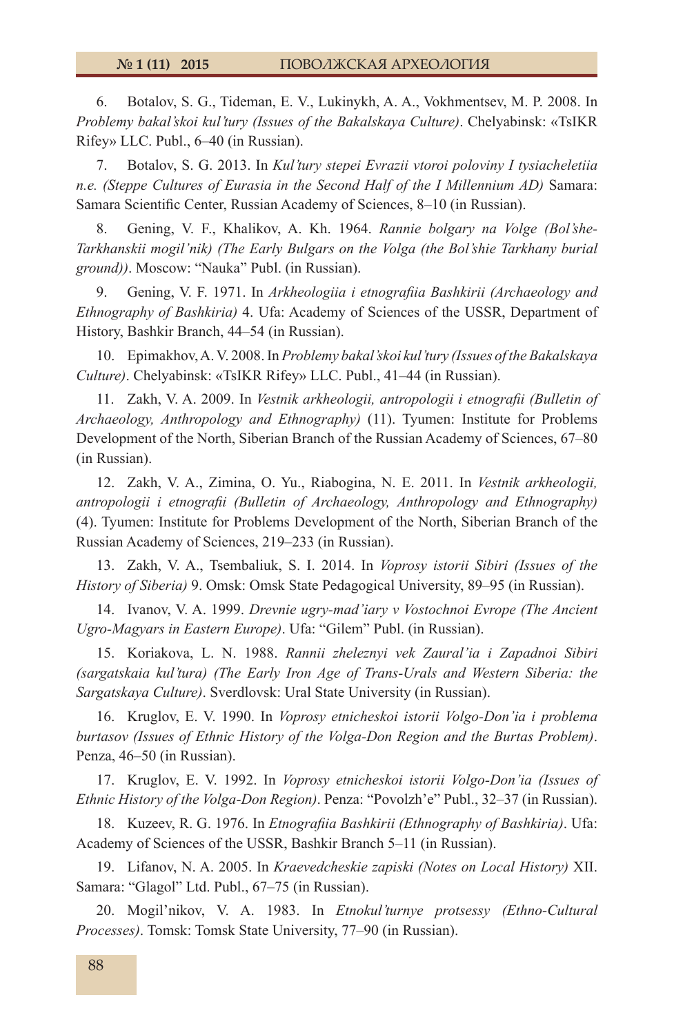6. Botalov, S. G., Tideman, E. V., Lukinykh, A. A., Vokhmentsev, M. P. 2008. In *Problemy bakal'skoi kul'tury (Issues of the Bakalskaya Culture)*. Chelyabinsk: «TsIKR Rifey» LLC. Publ., 6–40 (in Russian).

7. Botalov, S. G. 2013. In *Kul'tury stepei Evrazii vtoroi poloviny I tysiacheletiia n.e. (Steppe Cultures of Eurasia in the Second Half of the I Millennium AD)* Samara: Samara Scientific Center, Russian Academy of Sciences, 8–10 (in Russian).

8. Gening, V. F., Khalikov, A. Kh. 1964. *Rannie bolgary na Volge (Bol'she-Tarkhanskii mogil'nik) (The Early Bulgars on the Volga (the Bol'shie Tarkhany burial ground))*. Moscow: "Nauka" Publ. (in Russian).

9. Gening, V. F. 1971. In *Arkheologiia i etnografiia Bashkirii (Archaeology and Ethnography of Bashkiria)* 4. Ufa: Academy of Sciences of the USSR, Department of History, Bashkir Branch, 44–54 (in Russian).

10. Epimakhov, A. V. 2008. In *Problemy bakal'skoi kul'tury (Issues of the Bakalskaya Culture)*. Chelyabinsk: «TsIKR Rifey» LLC. Publ., 41–44 (in Russian).

11. Zakh, V. A. 2009. In *Vestnik arkheologii, antropologii i etnografii (Bulletin of Archaeology, Anthropology and Ethnography)* (11). Tyumen: Institute for Problems Development of the North, Siberian Branch of the Russian Academy of Sciences, 67–80 (in Russian).

12. Zakh, V. A., Zimina, O. Yu., Riabogina, N. E. 2011. In *Vestnik arkheologii, antropologii i etnografii (Bulletin of Archaeology, Anthropology and Ethnography)* (4). Tyumen: Institute for Problems Development of the North, Siberian Branch of the Russian Academy of Sciences, 219–233 (in Russian).

13. Zakh, V. A., Tsembaliuk, S. I. 2014. In *Voprosy istorii Sibiri (Issues of the History of Siberia)* 9. Omsk: Omsk State Pedagogical University, 89–95 (in Russian).

14. Ivanov, V. A. 1999. *Drevnie ugry-mad'iary v Vostochnoi Evrope (The Ancient Ugro-Magyars in Eastern Europe)*. Ufa: "Gilem" Publ. (in Russian).

15. Koriakova, L. N. 1988. *Rannii zheleznyi vek Zaural'ia i Zapadnoi Sibiri (sargatskaia kul'tura) (The Early Iron Age of Trans-Urals and Western Siberia: the Sargatskaya Culture)*. Sverdlovsk: Ural State University (in Russian).

16. Kruglov, E. V. 1990. In *Voprosy etnicheskoi istorii Volgo-Don'ia i problema burtasov (Issues of Ethnic History of the Volga-Don Region and the Burtas Problem)*. Penza, 46–50 (in Russian).

17. Kruglov, E. V. 1992. In *Voprosy etnicheskoi istorii Volgo-Don'ia (Issues of Ethnic History of the Volga-Don Region)*. Penza: "Povolzh'e" Publ., 32–37 (in Russian).

18. Kuzeev, R. G. 1976. In *Etnografiia Bashkirii (Ethnography of Bashkiria)*. Ufa: Academy of Sciences of the USSR, Bashkir Branch 5–11 (in Russian).

19. Lifanov, N. A. 2005. In *Kraevedcheskie zapiski (Notes on Local History)* XII. Samara: "Glagol" Ltd. Publ., 67–75 (in Russian).

20. Mogil'nikov, V. A. 1983. In *Etnokul'turnye protsessy (Ethno-Cultural Processes)*. Tomsk: Tomsk State University, 77–90 (in Russian).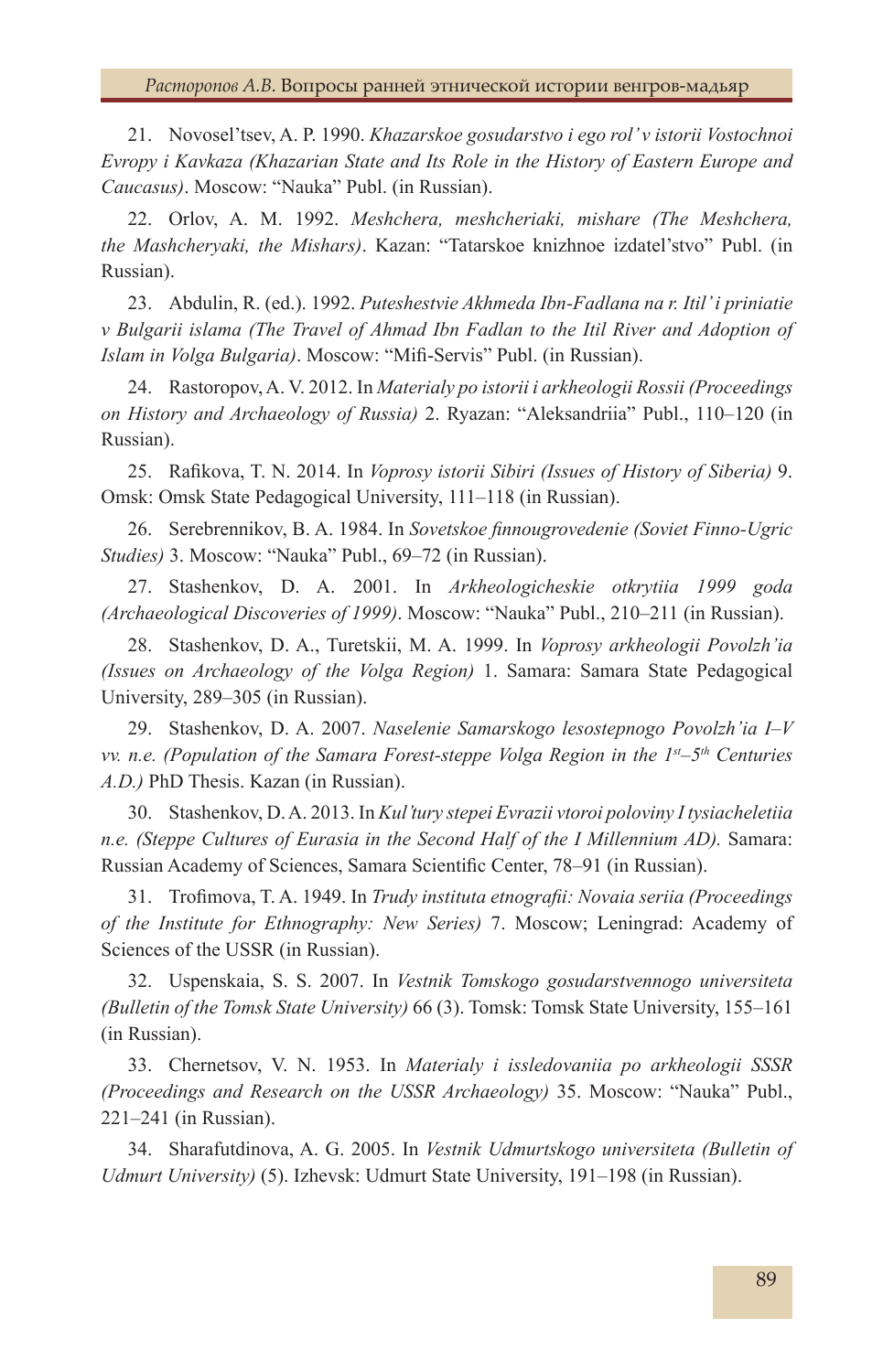21. Novosel'tsev, A. P. 1990. *Khazarskoe gosudarstvo i ego rol' v istorii Vostochnoi Evropy i Kavkaza (Khazarian State and Its Role in the History of Eastern Europe and Caucasus)*. Moscow: "Nauka" Publ. (in Russian).

22. Orlov, A. M. 1992. *Meshchera, meshcheriaki, mishare (The Meshchera, the Mashcheryaki, the Mishars)*. Kazan: "Tatarskoe knizhnoe izdatel'stvo" Publ. (in Russian).

23. Abdulin, R. (ed.). 1992. *Puteshestvie Akhmeda Ibn-Fadlana na r. Itil' i priniatie v Bulgarii islama (The Travel of Ahmad Ibn Fadlan to the Itil River and Adoption of Islam in Volga Bulgaria)*. Moscow: "Mifi-Servis" Publ. (in Russian).

24. Rastoropov, A. V. 2012. In *Materialy po istorii i arkheologii Rossii (Proceedings on History and Archaeology of Russia)* 2. Ryazan: "Aleksandriia" Publ., 110–120 (in Russian).

25. Rafikova, T. N. 2014. In *Voprosy istorii Sibiri (Issues of History of Siberia)* 9. Omsk: Omsk State Pedagogical University, 111–118 (in Russian).

26. Serebrennikov, B. A. 1984. In *Sovetskoe finnougrovedenie (Soviet Finno-Ugric Studies)* 3. Moscow: "Nauka" Publ., 69–72 (in Russian).

27. Stashenkov, D. A. 2001. In *Arkheologicheskie otkrytiia 1999 goda (Archaeological Discoveries of 1999)*. Moscow: "Nauka" Publ., 210–211 (in Russian).

28. Stashenkov, D. A., Turetskii, M. A. 1999. In *Voprosy arkheologii Povolzh'ia (Issues on Archaeology of the Volga Region)* 1. Samara: Samara State Pedagogical University, 289–305 (in Russian).

29. Stashenkov, D. A. 2007. *Naselenie Samarskogo lesostepnogo Povolzh'ia I–V vv. n.e. (Population of the Samara Forest-steppe Volga Region in the 1st–5th Centuries A.D.)* PhD Thesis. Kazan (in Russian).

30. Stashenkov, D. A. 2013. In *Kul'tury stepei Evrazii vtoroi poloviny I tysiacheletiia n.e. (Steppe Cultures of Eurasia in the Second Half of the I Millennium AD).* Samara: Russian Academy of Sciences, Samara Scientific Center, 78–91 (in Russian).

31. Trofimova, T. A. 1949. In *Trudy instituta etnografii: Novaia seriia (Proceedings of the Institute for Ethnography: New Series)* 7. Moscow; Leningrad: Academy of Sciences of the USSR (in Russian).

32. Uspenskaia, S. S. 2007. In *Vestnik Tomskogo gosudarstvennogo universiteta (Bulletin of the Tomsk State University)* 66 (3). Tomsk: Tomsk State University, 155–161 (in Russian).

33. Chernetsov, V. N. 1953. In *Materialy i issledovaniia po arkheologii SSSR (Proceedings and Research on the USSR Archaeology)* 35. Moscow: "Nauka" Publ., 221–241 (in Russian).

34. Sharafutdinova, A. G. 2005. In *Vestnik Udmurtskogo universiteta (Bulletin of Udmurt University)* (5). Izhevsk: Udmurt State University, 191–198 (in Russian).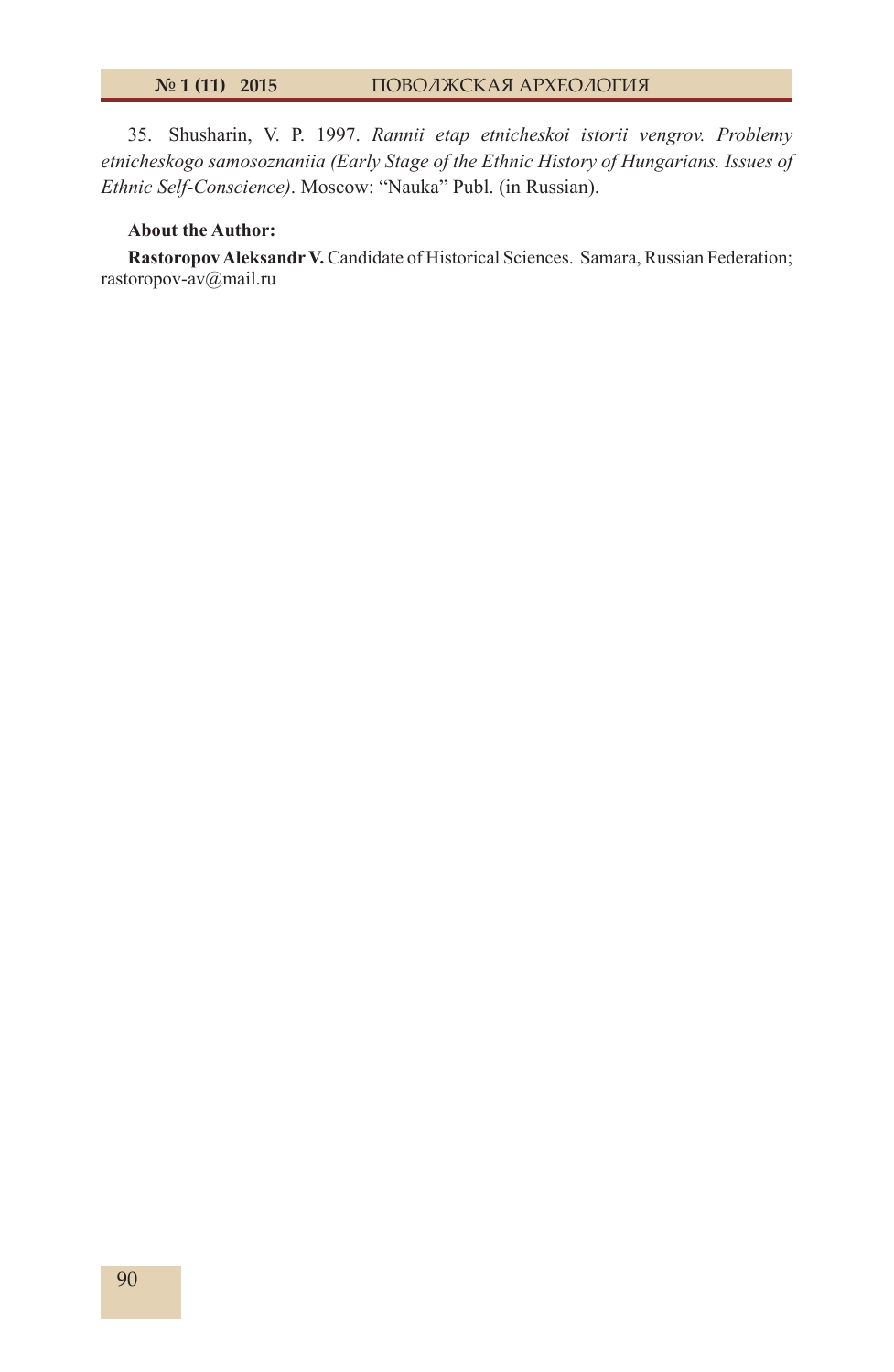35. Shusharin, V. P. 1997. *Rannii etap etnicheskoi istorii vengrov. Problemy etnicheskogo samosoznaniia (Early Stage of the Ethnic History of Hungarians. Issues of Ethnic Self-Conscience)*. Moscow: "Nauka" Publ. (in Russian).

**About the Author:**

**Rastoropov Aleksandr V.** Candidate of Historical Sciences. Samara, Russian Federation; rastoropov-av@mail.ru